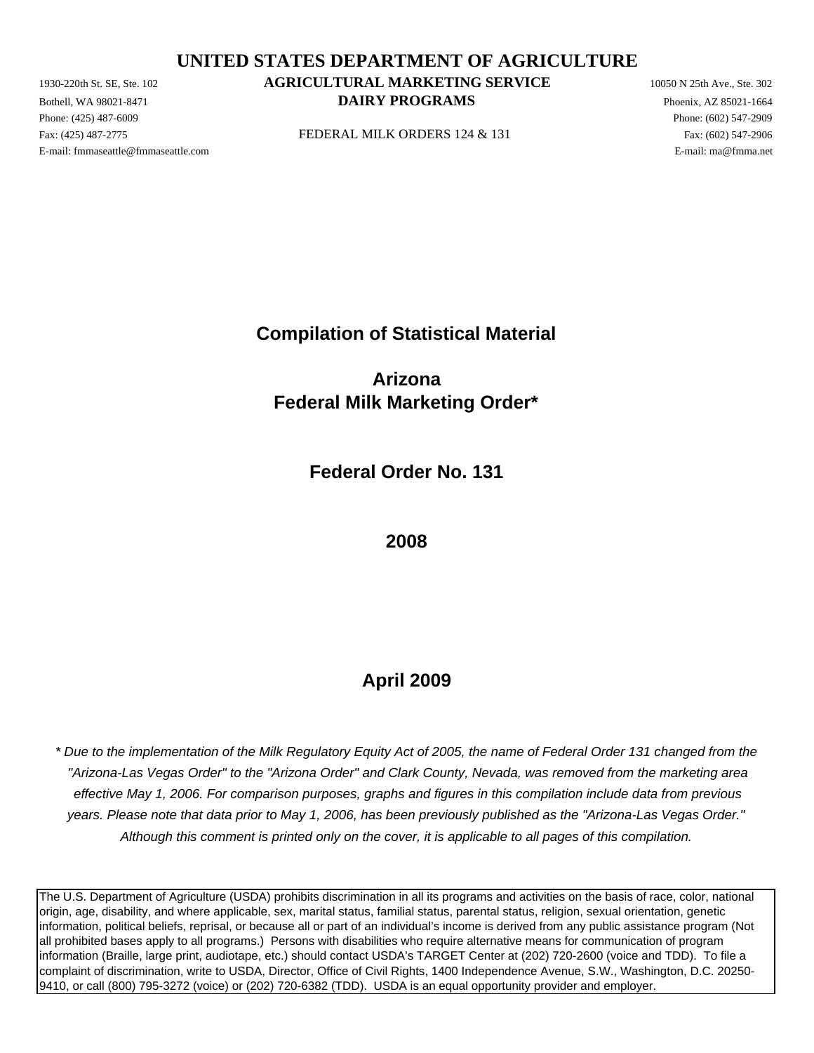# UNITED STATES DEPARTMENT OF AGRICULTURE

## AGRICULTURAL MARKETING SERVICE
## DAIRY PROGRAMS

FEDERAL MILK ORDERS 124 & 131

1930-220th St. SE, Ste. 102
Bothell, WA 98021-8471
Phone: (425) 487-6009
Fax: (425) 487-2775
E-mail: fmmaseattle@fmmaseattle.com

10050 N 25th Ave., Ste. 302
Phoenix, AZ 85021-1664
Phone: (602) 547-2909
Fax: (602) 547-2906
E-mail: ma@fmma.net

# Compilation of Statistical Material

# Arizona
# Federal Milk Marketing Order*

## Federal Order No. 131

## 2008

## April 2009

*\* Due to the implementation of the Milk Regulatory Equity Act of 2005, the name of Federal Order 131 changed from the "Arizona-Las Vegas Order" to the "Arizona Order" and Clark County, Nevada, was removed from the marketing area effective May 1, 2006. For comparison purposes, graphs and figures in this compilation include data from previous years. Please note that data prior to May 1, 2006, has been previously published as the "Arizona-Las Vegas Order." Although this comment is printed only on the cover, it is applicable to all pages of this compilation.*

The U.S. Department of Agriculture (USDA) prohibits discrimination in all its programs and activities on the basis of race, color, national origin, age, disability, and where applicable, sex, marital status, familial status, parental status, religion, sexual orientation, genetic information, political beliefs, reprisal, or because all or part of an individual's income is derived from any public assistance program (Not all prohibited bases apply to all programs.) Persons with disabilities who require alternative means for communication of program information (Braille, large print, audiotape, etc.) should contact USDA's TARGET Center at (202) 720-2600 (voice and TDD). To file a complaint of discrimination, write to USDA, Director, Office of Civil Rights, 1400 Independence Avenue, S.W., Washington, D.C. 20250-9410, or call (800) 795-3272 (voice) or (202) 720-6382 (TDD). USDA is an equal opportunity provider and employer.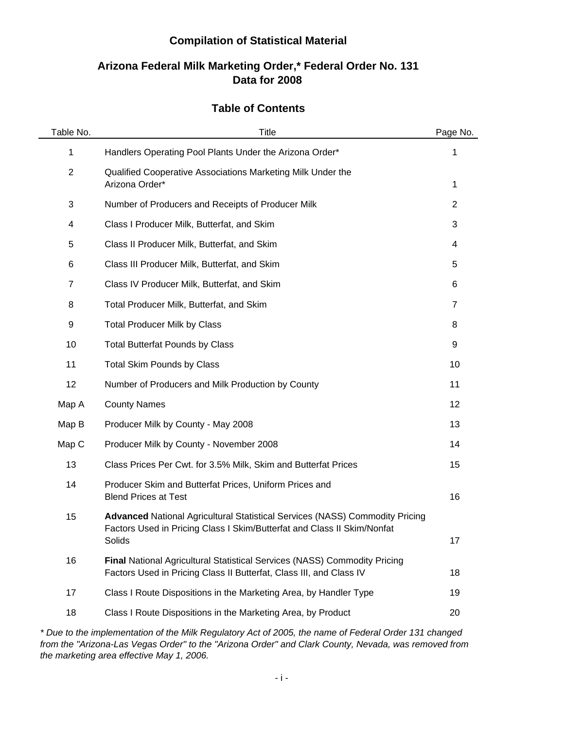# Compilation of Statistical Material

## Arizona Federal Milk Marketing Order,* Federal Order No. 131
## Data for 2008

### Table of Contents

| Table No. | Title | Page No. |
|---|---|---|
| 1 | Handlers Operating Pool Plants Under the Arizona Order* | 1 |
| 2 | Qualified Cooperative Associations Marketing Milk Under the Arizona Order* | 1 |
| 3 | Number of Producers and Receipts of Producer Milk | 2 |
| 4 | Class I Producer Milk, Butterfat, and Skim | 3 |
| 5 | Class II Producer Milk, Butterfat, and Skim | 4 |
| 6 | Class III Producer Milk, Butterfat, and Skim | 5 |
| 7 | Class IV Producer Milk, Butterfat, and Skim | 6 |
| 8 | Total Producer Milk, Butterfat, and Skim | 7 |
| 9 | Total Producer Milk by Class | 8 |
| 10 | Total Butterfat Pounds by Class | 9 |
| 11 | Total Skim Pounds by Class | 10 |
| 12 | Number of Producers and Milk Production by County | 11 |
| Map A | County Names | 12 |
| Map B | Producer Milk by County - May 2008 | 13 |
| Map C | Producer Milk by County - November 2008 | 14 |
| 13 | Class Prices Per Cwt. for 3.5% Milk, Skim and Butterfat Prices | 15 |
| 14 | Producer Skim and Butterfat Prices, Uniform Prices and Blend Prices at Test | 16 |
| 15 | **Advanced** National Agricultural Statistical Services (NASS) Commodity Pricing Factors Used in Pricing Class I Skim/Butterfat and Class II Skim/Nonfat Solids | 17 |
| 16 | **Final** National Agricultural Statistical Services (NASS) Commodity Pricing Factors Used in Pricing Class II Butterfat, Class III, and Class IV | 18 |
| 17 | Class I Route Dispositions in the Marketing Area, by Handler Type | 19 |
| 18 | Class I Route Dispositions in the Marketing Area, by Product | 20 |

*\* Due to the implementation of the Milk Regulatory Act of 2005, the name of Federal Order 131 changed from the "Arizona-Las Vegas Order" to the "Arizona Order" and Clark County, Nevada, was removed from the marketing area effective May 1, 2006.*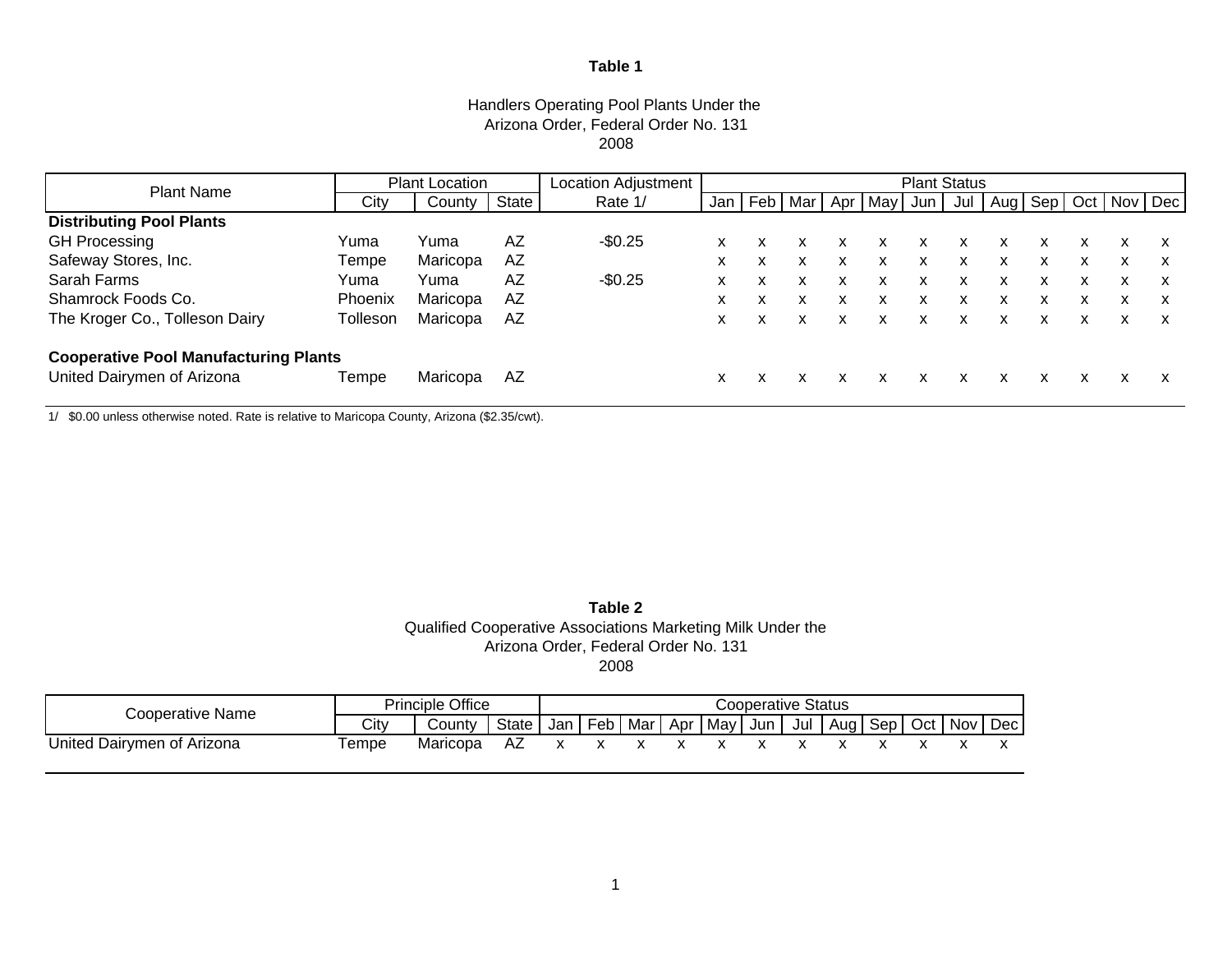**Table 1**

Handlers Operating Pool Plants Under the
Arizona Order, Federal Order No. 131
2008

| Plant Name | Plant Location | | | Location Adjustment | Plant Status | | | | | | | | | | | |
|---|---|---|---|---|---|---|---|---|---|---|---|---|---|---|---|---|
| | City | County | State | Rate 1/ | Jan | Feb | Mar | Apr | May | Jun | Jul | Aug | Sep | Oct | Nov | Dec |
| **Distributing Pool Plants** | | | | | | | | | | | | | | | | |
| GH Processing | Yuma | Yuma | AZ | -$0.25 | x | x | x | x | x | x | x | x | x | x | x | x |
| Safeway Stores, Inc. | Tempe | Maricopa | AZ | | x | x | x | x | x | x | x | x | x | x | x | x |
| Sarah Farms | Yuma | Yuma | AZ | -$0.25 | x | x | x | x | x | x | x | x | x | x | x | x |
| Shamrock Foods Co. | Phoenix | Maricopa | AZ | | x | x | x | x | x | x | x | x | x | x | x | x |
| The Kroger Co., Tolleson Dairy | Tolleson | Maricopa | AZ | | x | x | x | x | x | x | x | x | x | x | x | x |
| **Cooperative Pool Manufacturing Plants** | | | | | | | | | | | | | | | | |
| United Dairymen of Arizona | Tempe | Maricopa | AZ | | x | x | x | x | x | x | x | x | x | x | x | x |

1/ $0.00 unless otherwise noted. Rate is relative to Maricopa County, Arizona ($2.35/cwt).

**Table 2**

Qualified Cooperative Associations Marketing Milk Under the
Arizona Order, Federal Order No. 131
2008

| Cooperative Name | Principle Office | | | Cooperative Status | | | | | | | | | | | |
|---|---|---|---|---|---|---|---|---|---|---|---|---|---|---|---|
| | City | County | State | Jan | Feb | Mar | Apr | May | Jun | Jul | Aug | Sep | Oct | Nov | Dec |
| United Dairymen of Arizona | Tempe | Maricopa | AZ | x | x | x | x | x | x | x | x | x | x | x | x |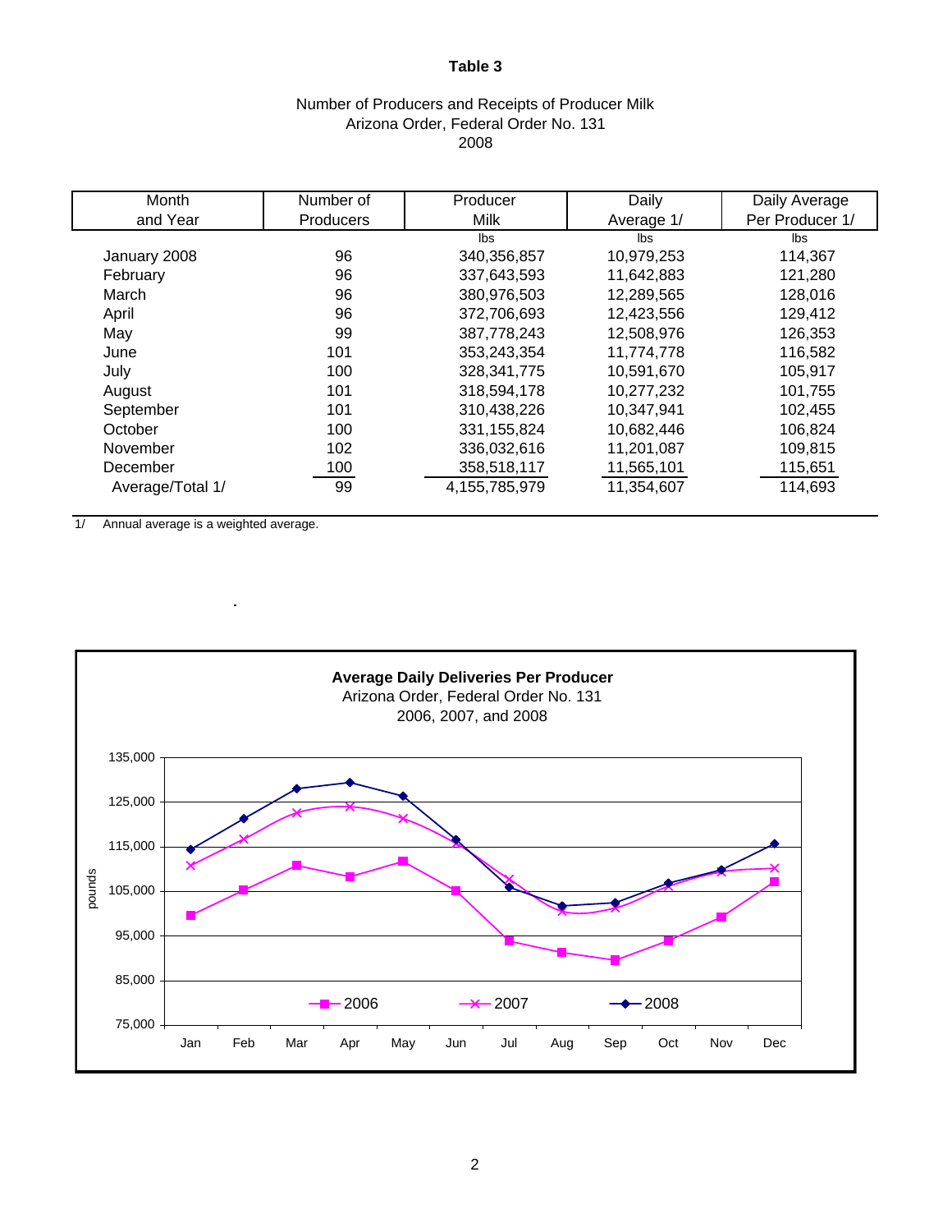# Table 3

Number of Producers and Receipts of Producer Milk
Arizona Order, Federal Order No. 131
2008

| Month and Year | Number of Producers | Producer Milk | Daily Average 1/ | Daily Average Per Producer 1/ |
|---|---|---|---|---|
| | | lbs | lbs | lbs |
| January 2008 | 96 | 340,356,857 | 10,979,253 | 114,367 |
| February | 96 | 337,643,593 | 11,642,883 | 121,280 |
| March | 96 | 380,976,503 | 12,289,565 | 128,016 |
| April | 96 | 372,706,693 | 12,423,556 | 129,412 |
| May | 99 | 387,778,243 | 12,508,976 | 126,353 |
| June | 101 | 353,243,354 | 11,774,778 | 116,582 |
| July | 100 | 328,341,775 | 10,591,670 | 105,917 |
| August | 101 | 318,594,178 | 10,277,232 | 101,755 |
| September | 101 | 310,438,226 | 10,347,941 | 102,455 |
| October | 100 | 331,155,824 | 10,682,446 | 106,824 |
| November | 102 | 336,032,616 | 11,201,087 | 109,815 |
| December | 100 | 358,518,117 | 11,565,101 | 115,651 |
| Average/Total 1/ | 99 | 4,155,785,979 | 11,354,607 | 114,693 |

1/ Annual average is a weighted average.

**Average Daily Deliveries Per Producer**
Arizona Order, Federal Order No. 131
2006, 2007, and 2008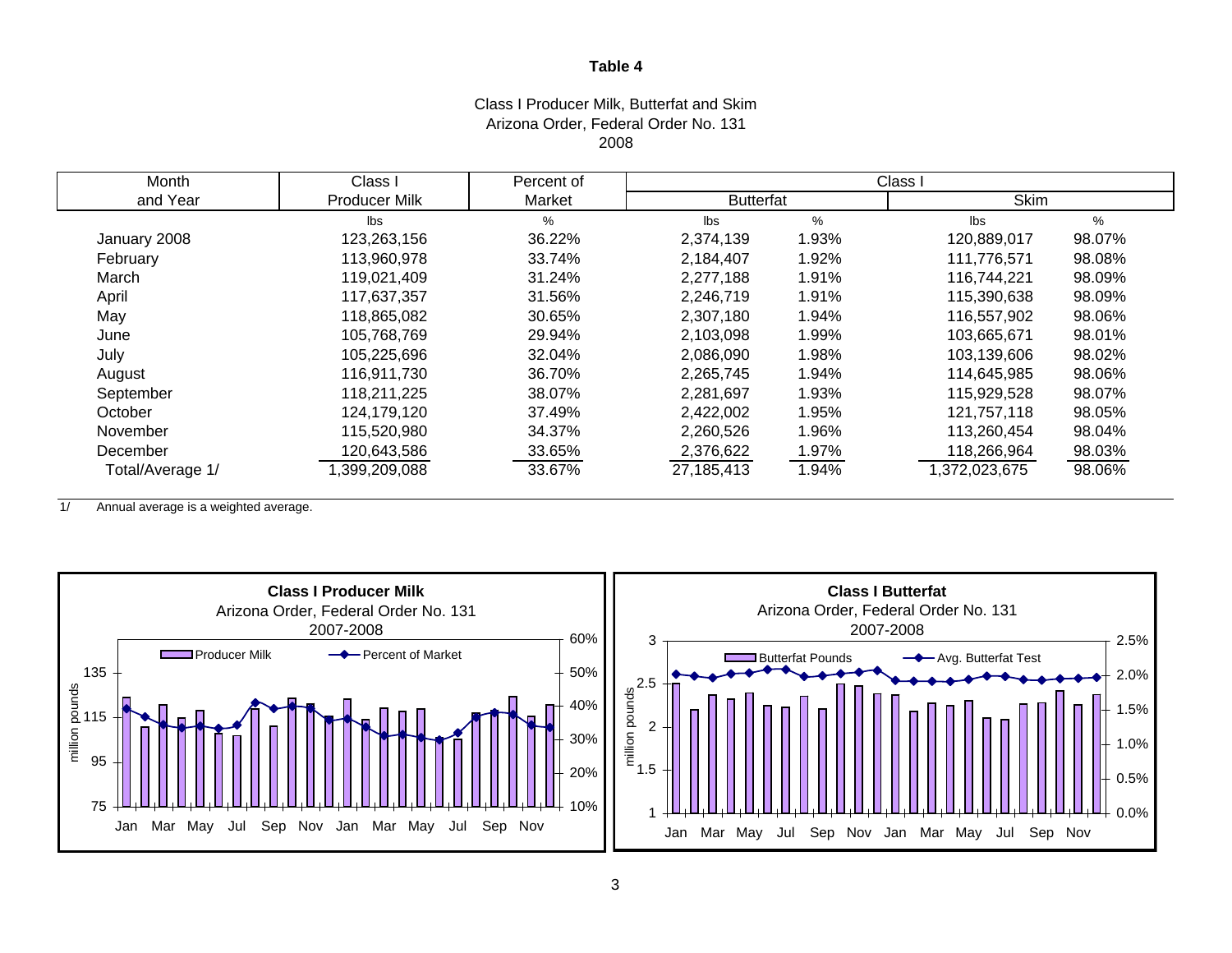# Table 4

Class I Producer Milk, Butterfat and Skim
Arizona Order, Federal Order No. 131
2008

| Month and Year | Class I Producer Milk | Percent of Market | Class I Butterfat | | Class I Skim | |
|---|---|---|---|---|---|---|
| | lbs | % | lbs | % | lbs | % |
| January 2008 | 123,263,156 | 36.22% | 2,374,139 | 1.93% | 120,889,017 | 98.07% |
| February | 113,960,978 | 33.74% | 2,184,407 | 1.92% | 111,776,571 | 98.08% |
| March | 119,021,409 | 31.24% | 2,277,188 | 1.91% | 116,744,221 | 98.09% |
| April | 117,637,357 | 31.56% | 2,246,719 | 1.91% | 115,390,638 | 98.09% |
| May | 118,865,082 | 30.65% | 2,307,180 | 1.94% | 116,557,902 | 98.06% |
| June | 105,768,769 | 29.94% | 2,103,098 | 1.99% | 103,665,671 | 98.01% |
| July | 105,225,696 | 32.04% | 2,086,090 | 1.98% | 103,139,606 | 98.02% |
| August | 116,911,730 | 36.70% | 2,265,745 | 1.94% | 114,645,985 | 98.06% |
| September | 118,211,225 | 38.07% | 2,281,697 | 1.93% | 115,929,528 | 98.07% |
| October | 124,179,120 | 37.49% | 2,422,002 | 1.95% | 121,757,118 | 98.05% |
| November | 115,520,980 | 34.37% | 2,260,526 | 1.96% | 113,260,454 | 98.04% |
| December | 120,643,586 | 33.65% | 2,376,622 | 1.97% | 118,266,964 | 98.03% |
| Total/Average 1/ | 1,399,209,088 | 33.67% | 27,185,413 | 1.94% | 1,372,023,675 | 98.06% |

1/ Annual average is a weighted average.

**Class I Producer Milk**
Arizona Order, Federal Order No. 131
2007-2008

**Class I Butterfat**
Arizona Order, Federal Order No. 131
2007-2008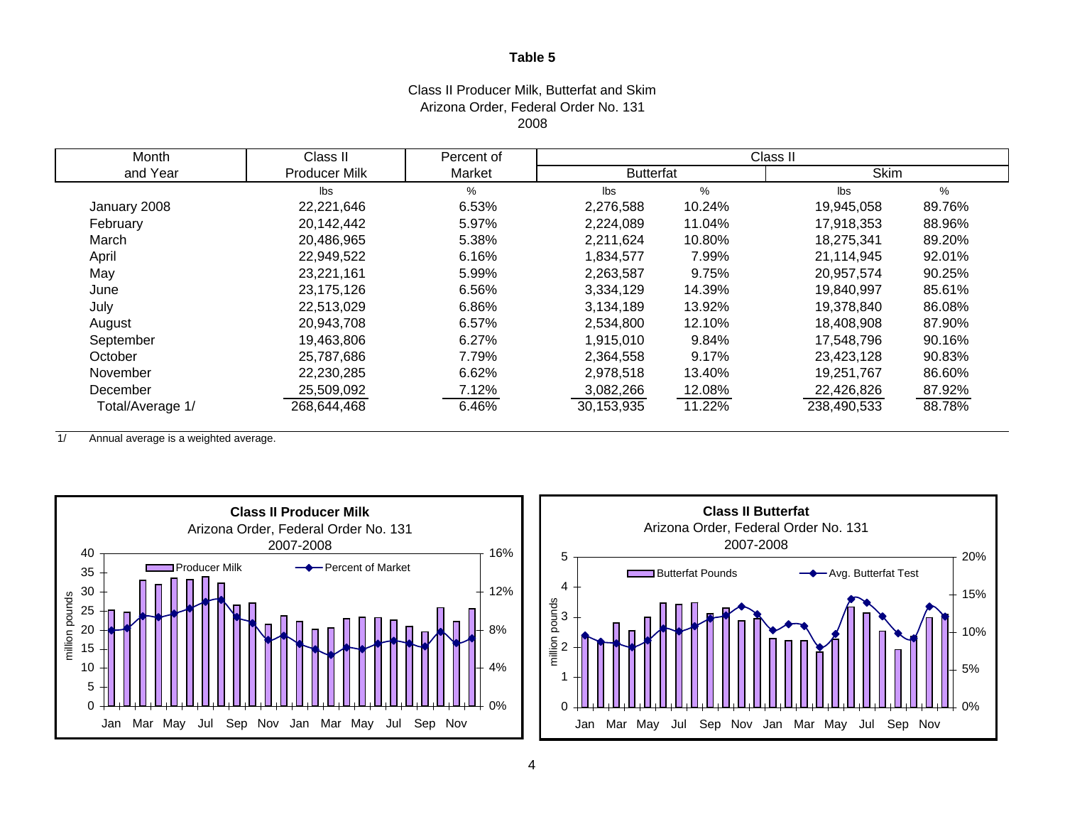# Table 5

Class II Producer Milk, Butterfat and Skim
Arizona Order, Federal Order No. 131
2008

| Month and Year | Class II Producer Milk | Percent of Market | Class II Butterfat | | Class II Skim | |
|---|---|---|---|---|---|---|
| | lbs | % | lbs | % | lbs | % |
| January 2008 | 22,221,646 | 6.53% | 2,276,588 | 10.24% | 19,945,058 | 89.76% |
| February | 20,142,442 | 5.97% | 2,224,089 | 11.04% | 17,918,353 | 88.96% |
| March | 20,486,965 | 5.38% | 2,211,624 | 10.80% | 18,275,341 | 89.20% |
| April | 22,949,522 | 6.16% | 1,834,577 | 7.99% | 21,114,945 | 92.01% |
| May | 23,221,161 | 5.99% | 2,263,587 | 9.75% | 20,957,574 | 90.25% |
| June | 23,175,126 | 6.56% | 3,334,129 | 14.39% | 19,840,997 | 85.61% |
| July | 22,513,029 | 6.86% | 3,134,189 | 13.92% | 19,378,840 | 86.08% |
| August | 20,943,708 | 6.57% | 2,534,800 | 12.10% | 18,408,908 | 87.90% |
| September | 19,463,806 | 6.27% | 1,915,010 | 9.84% | 17,548,796 | 90.16% |
| October | 25,787,686 | 7.79% | 2,364,558 | 9.17% | 23,423,128 | 90.83% |
| November | 22,230,285 | 6.62% | 2,978,518 | 13.40% | 19,251,767 | 86.60% |
| December | 25,509,092 | 7.12% | 3,082,266 | 12.08% | 22,426,826 | 87.92% |
| Total/Average 1/ | 268,644,468 | 6.46% | 30,153,935 | 11.22% | 238,490,533 | 88.78% |

1/ Annual average is a weighted average.

**Class II Producer Milk**
Arizona Order, Federal Order No. 131
2007-2008

**Class II Butterfat**
Arizona Order, Federal Order No. 131
2007-2008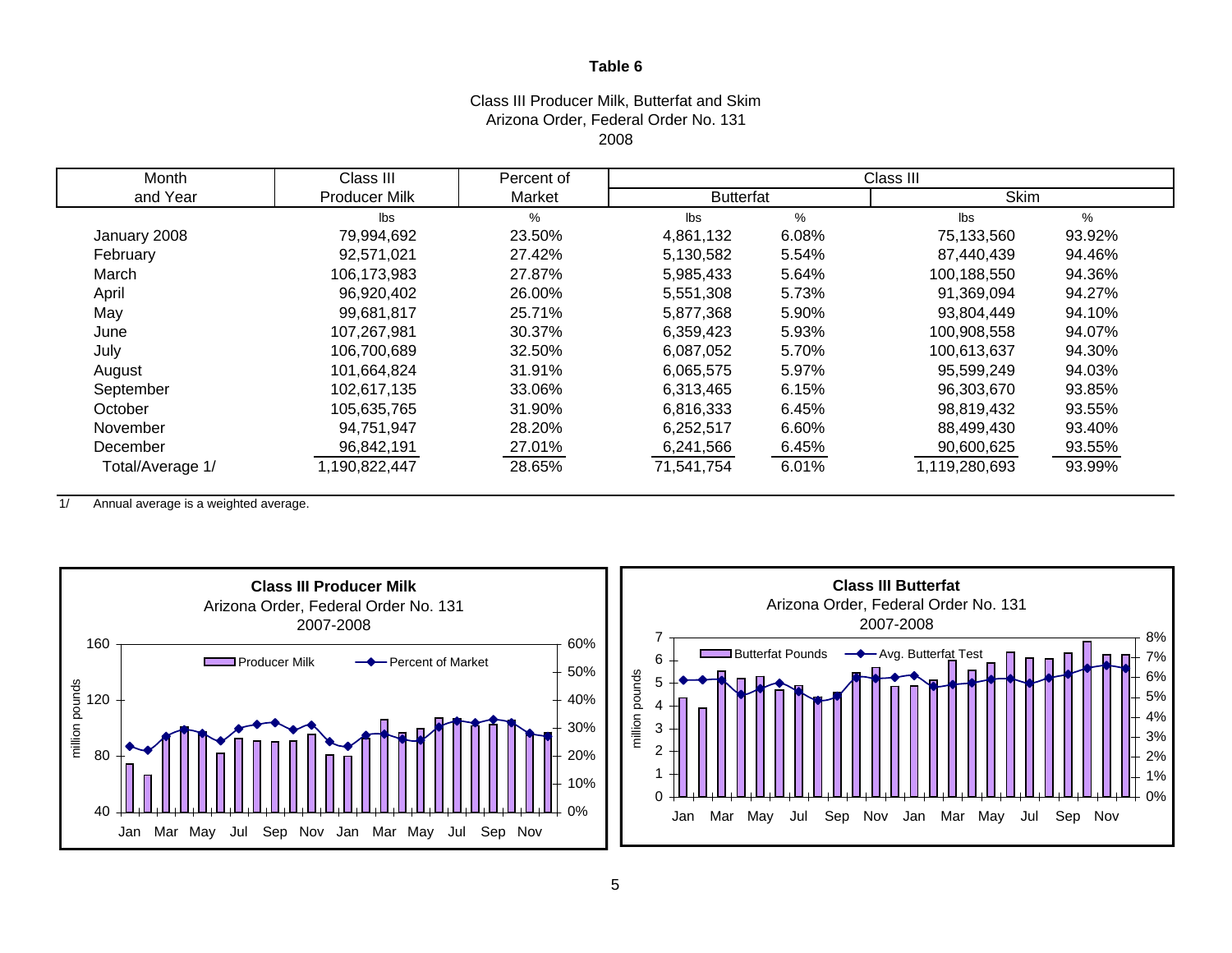**Table 6**

Class III Producer Milk, Butterfat and Skim
Arizona Order, Federal Order No. 131
2008

| Month and Year | Class III Producer Milk | Percent of Market | Class III Butterfat | | Class III Skim | |
|---|---|---|---|---|---|---|
| | lbs | % | lbs | % | lbs | % |
| January 2008 | 79,994,692 | 23.50% | 4,861,132 | 6.08% | 75,133,560 | 93.92% |
| February | 92,571,021 | 27.42% | 5,130,582 | 5.54% | 87,440,439 | 94.46% |
| March | 106,173,983 | 27.87% | 5,985,433 | 5.64% | 100,188,550 | 94.36% |
| April | 96,920,402 | 26.00% | 5,551,308 | 5.73% | 91,369,094 | 94.27% |
| May | 99,681,817 | 25.71% | 5,877,368 | 5.90% | 93,804,449 | 94.10% |
| June | 107,267,981 | 30.37% | 6,359,423 | 5.93% | 100,908,558 | 94.07% |
| July | 106,700,689 | 32.50% | 6,087,052 | 5.70% | 100,613,637 | 94.30% |
| August | 101,664,824 | 31.91% | 6,065,575 | 5.97% | 95,599,249 | 94.03% |
| September | 102,617,135 | 33.06% | 6,313,465 | 6.15% | 96,303,670 | 93.85% |
| October | 105,635,765 | 31.90% | 6,816,333 | 6.45% | 98,819,432 | 93.55% |
| November | 94,751,947 | 28.20% | 6,252,517 | 6.60% | 88,499,430 | 93.40% |
| December | 96,842,191 | 27.01% | 6,241,566 | 6.45% | 90,600,625 | 93.55% |
| Total/Average 1/ | 1,190,822,447 | 28.65% | 71,541,754 | 6.01% | 1,119,280,693 | 93.99% |

1/ Annual average is a weighted average.

**Class III Producer Milk**
Arizona Order, Federal Order No. 131
2007-2008

**Class III Butterfat**
Arizona Order, Federal Order No. 131
2007-2008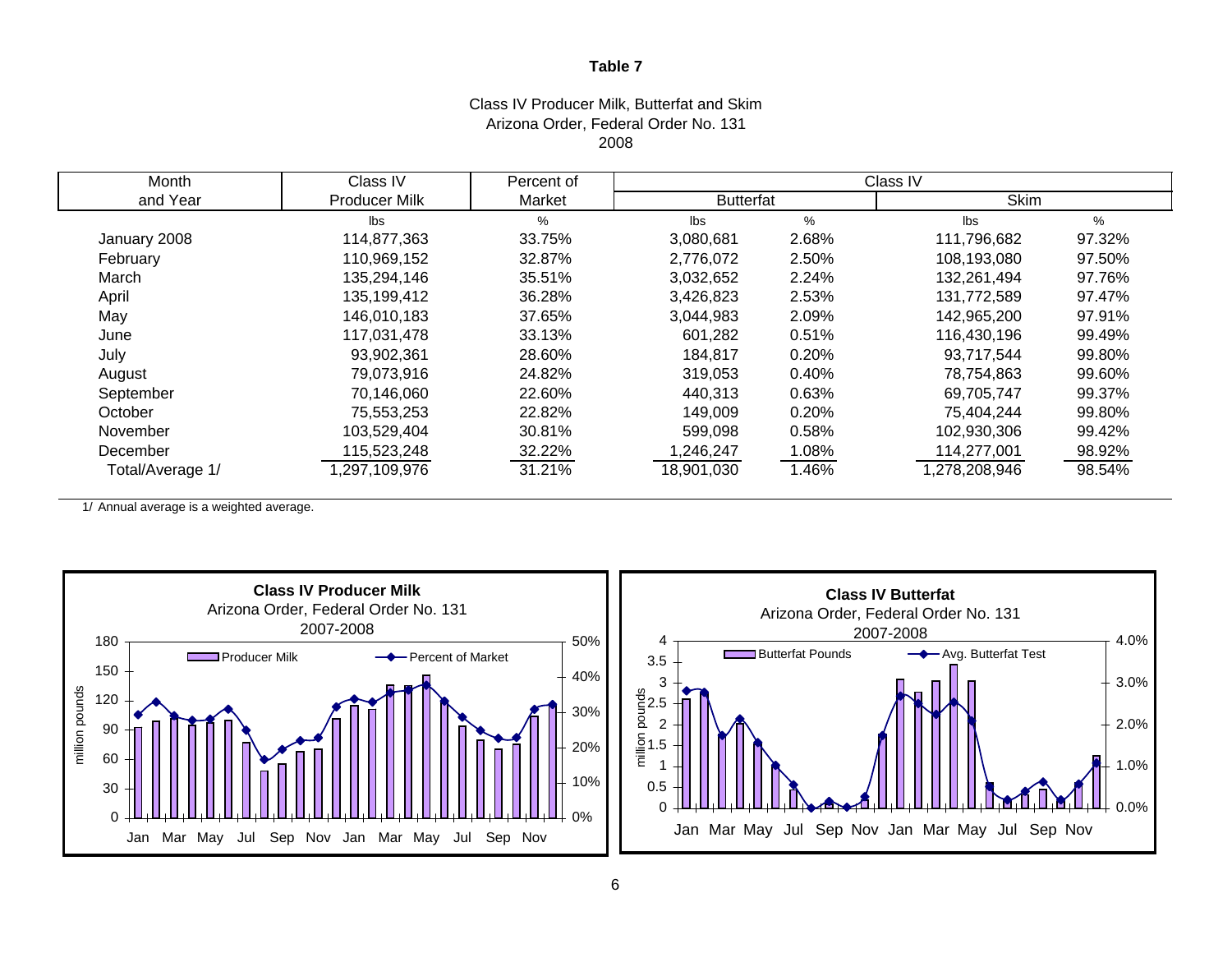**Table 7**

Class IV Producer Milk, Butterfat and Skim
Arizona Order, Federal Order No. 131
2008

| Month and Year | Class IV Producer Milk | Percent of Market | Class IV Butterfat | | Class IV Skim | |
|---|---|---|---|---|---|---|
| | lbs | % | lbs | % | lbs | % |
| January 2008 | 114,877,363 | 33.75% | 3,080,681 | 2.68% | 111,796,682 | 97.32% |
| February | 110,969,152 | 32.87% | 2,776,072 | 2.50% | 108,193,080 | 97.50% |
| March | 135,294,146 | 35.51% | 3,032,652 | 2.24% | 132,261,494 | 97.76% |
| April | 135,199,412 | 36.28% | 3,426,823 | 2.53% | 131,772,589 | 97.47% |
| May | 146,010,183 | 37.65% | 3,044,983 | 2.09% | 142,965,200 | 97.91% |
| June | 117,031,478 | 33.13% | 601,282 | 0.51% | 116,430,196 | 99.49% |
| July | 93,902,361 | 28.60% | 184,817 | 0.20% | 93,717,544 | 99.80% |
| August | 79,073,916 | 24.82% | 319,053 | 0.40% | 78,754,863 | 99.60% |
| September | 70,146,060 | 22.60% | 440,313 | 0.63% | 69,705,747 | 99.37% |
| October | 75,553,253 | 22.82% | 149,009 | 0.20% | 75,404,244 | 99.80% |
| November | 103,529,404 | 30.81% | 599,098 | 0.58% | 102,930,306 | 99.42% |
| December | 115,523,248 | 32.22% | 1,246,247 | 1.08% | 114,277,001 | 98.92% |
| Total/Average 1/ | 1,297,109,976 | 31.21% | 18,901,030 | 1.46% | 1,278,208,946 | 98.54% |

1/ Annual average is a weighted average.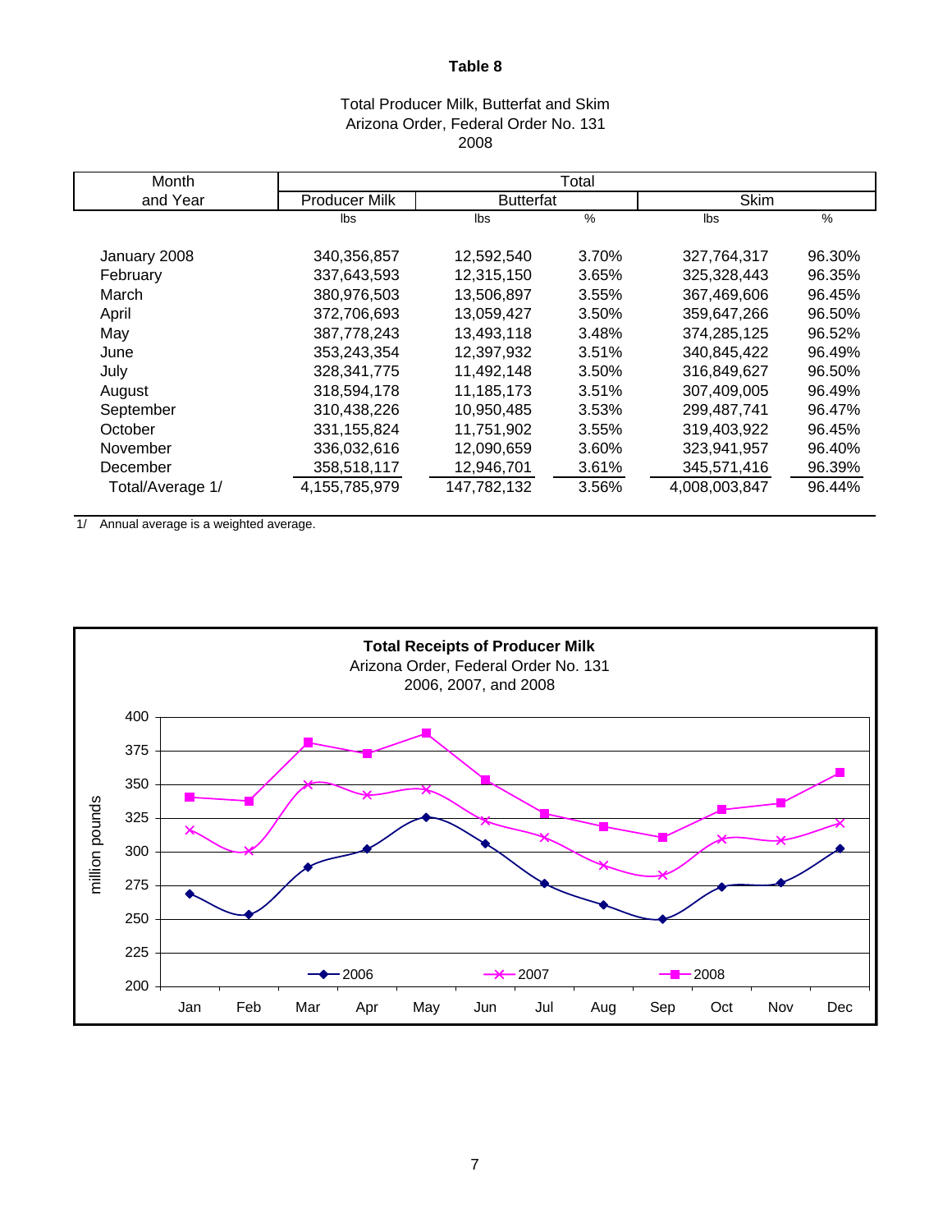# Table 8

Total Producer Milk, Butterfat and Skim
Arizona Order, Federal Order No. 131
2008

| Month and Year | Producer Milk | Butterfat | | Skim | |
|---|---|---|---|---|---|
| | lbs | lbs | % | lbs | % |
| January 2008 | 340,356,857 | 12,592,540 | 3.70% | 327,764,317 | 96.30% |
| February | 337,643,593 | 12,315,150 | 3.65% | 325,328,443 | 96.35% |
| March | 380,976,503 | 13,506,897 | 3.55% | 367,469,606 | 96.45% |
| April | 372,706,693 | 13,059,427 | 3.50% | 359,647,266 | 96.50% |
| May | 387,778,243 | 13,493,118 | 3.48% | 374,285,125 | 96.52% |
| June | 353,243,354 | 12,397,932 | 3.51% | 340,845,422 | 96.49% |
| July | 328,341,775 | 11,492,148 | 3.50% | 316,849,627 | 96.50% |
| August | 318,594,178 | 11,185,173 | 3.51% | 307,409,005 | 96.49% |
| September | 310,438,226 | 10,950,485 | 3.53% | 299,487,741 | 96.47% |
| October | 331,155,824 | 11,751,902 | 3.55% | 319,403,922 | 96.45% |
| November | 336,032,616 | 12,090,659 | 3.60% | 323,941,957 | 96.40% |
| December | 358,518,117 | 12,946,701 | 3.61% | 345,571,416 | 96.39% |
| Total/Average 1/ | 4,155,785,979 | 147,782,132 | 3.56% | 4,008,003,847 | 96.44% |

1/ Annual average is a weighted average.

**Total Receipts of Producer Milk**
Arizona Order, Federal Order No. 131
2006, 2007, and 2008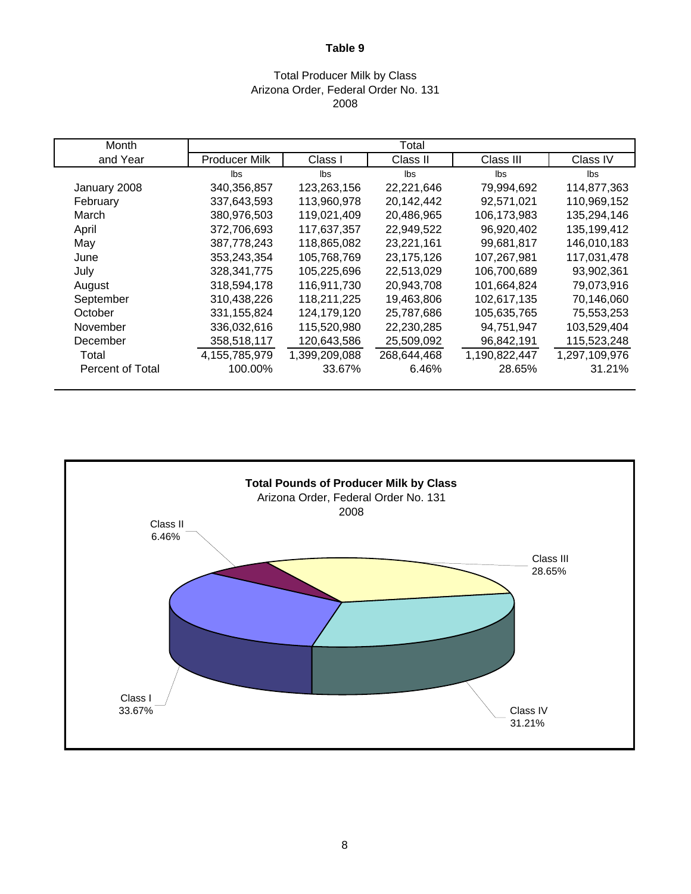# Table 9

Total Producer Milk by Class
Arizona Order, Federal Order No. 131
2008

| Month and Year | Total Producer Milk | Total Class I | Total Class II | Total Class III | Total Class IV |
|---|---|---|---|---|---|
| | lbs | lbs | lbs | lbs | lbs |
| January 2008 | 340,356,857 | 123,263,156 | 22,221,646 | 79,994,692 | 114,877,363 |
| February | 337,643,593 | 113,960,978 | 20,142,442 | 92,571,021 | 110,969,152 |
| March | 380,976,503 | 119,021,409 | 20,486,965 | 106,173,983 | 135,294,146 |
| April | 372,706,693 | 117,637,357 | 22,949,522 | 96,920,402 | 135,199,412 |
| May | 387,778,243 | 118,865,082 | 23,221,161 | 99,681,817 | 146,010,183 |
| June | 353,243,354 | 105,768,769 | 23,175,126 | 107,267,981 | 117,031,478 |
| July | 328,341,775 | 105,225,696 | 22,513,029 | 106,700,689 | 93,902,361 |
| August | 318,594,178 | 116,911,730 | 20,943,708 | 101,664,824 | 79,073,916 |
| September | 310,438,226 | 118,211,225 | 19,463,806 | 102,617,135 | 70,146,060 |
| October | 331,155,824 | 124,179,120 | 25,787,686 | 105,635,765 | 75,553,253 |
| November | 336,032,616 | 115,520,980 | 22,230,285 | 94,751,947 | 103,529,404 |
| December | 358,518,117 | 120,643,586 | 25,509,092 | 96,842,191 | 115,523,248 |
| Total | 4,155,785,979 | 1,399,209,088 | 268,644,468 | 1,190,822,447 | 1,297,109,976 |
| Percent of Total | 100.00% | 33.67% | 6.46% | 28.65% | 31.21% |

**Total Pounds of Producer Milk by Class**
Arizona Order, Federal Order No. 131
2008

Class I 33.67%
Class II 6.46%
Class III 28.65%
Class IV 31.21%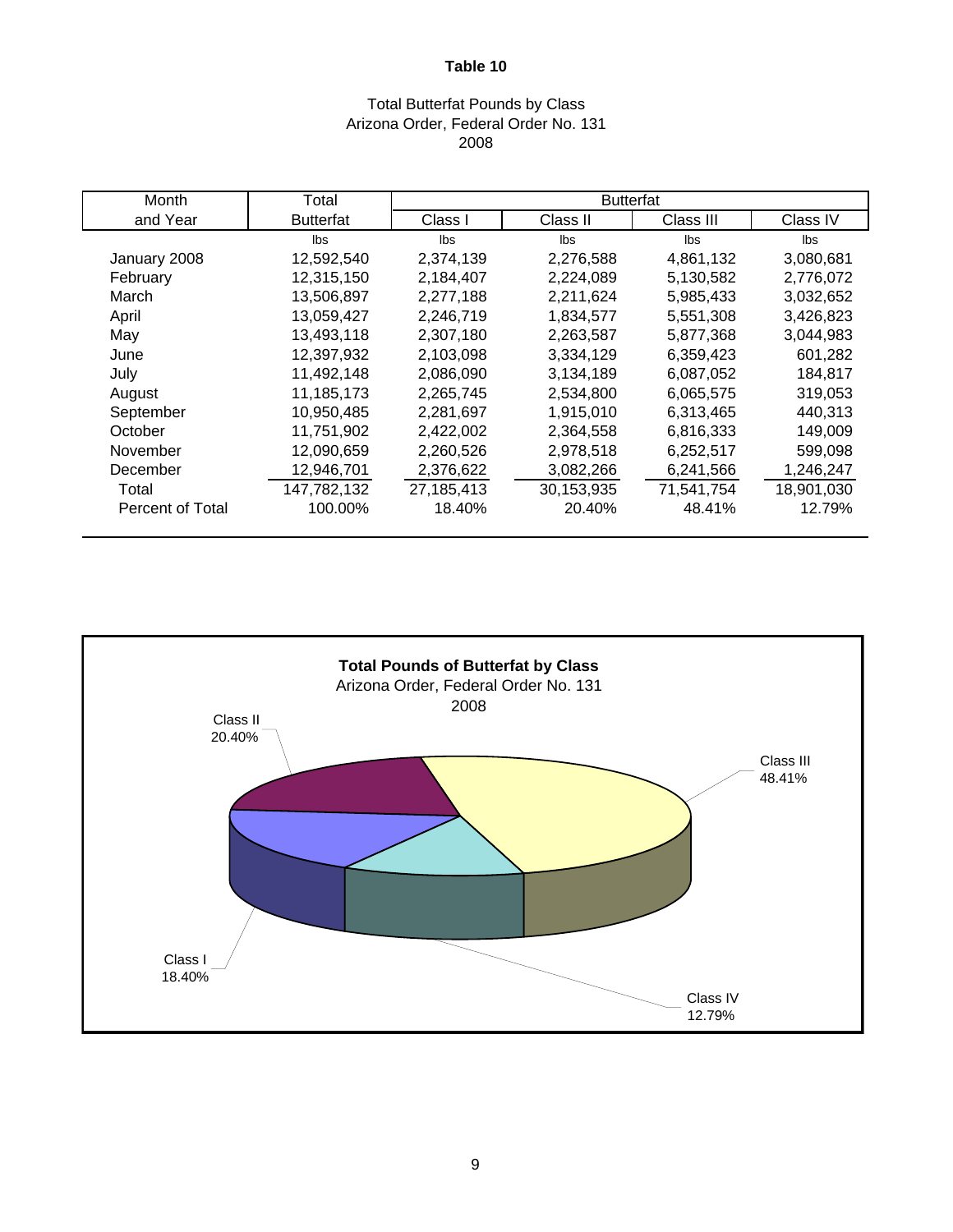# Table 10

Total Butterfat Pounds by Class
Arizona Order, Federal Order No. 131
2008

| Month and Year | Total Butterfat | Butterfat | | | |
|---|---|---|---|---|---|
| | | Class I | Class II | Class III | Class IV |
| | lbs | lbs | lbs | lbs | lbs |
| January 2008 | 12,592,540 | 2,374,139 | 2,276,588 | 4,861,132 | 3,080,681 |
| February | 12,315,150 | 2,184,407 | 2,224,089 | 5,130,582 | 2,776,072 |
| March | 13,506,897 | 2,277,188 | 2,211,624 | 5,985,433 | 3,032,652 |
| April | 13,059,427 | 2,246,719 | 1,834,577 | 5,551,308 | 3,426,823 |
| May | 13,493,118 | 2,307,180 | 2,263,587 | 5,877,368 | 3,044,983 |
| June | 12,397,932 | 2,103,098 | 3,334,129 | 6,359,423 | 601,282 |
| July | 11,492,148 | 2,086,090 | 3,134,189 | 6,087,052 | 184,817 |
| August | 11,185,173 | 2,265,745 | 2,534,800 | 6,065,575 | 319,053 |
| September | 10,950,485 | 2,281,697 | 1,915,010 | 6,313,465 | 440,313 |
| October | 11,751,902 | 2,422,002 | 2,364,558 | 6,816,333 | 149,009 |
| November | 12,090,659 | 2,260,526 | 2,978,518 | 6,252,517 | 599,098 |
| December | 12,946,701 | 2,376,622 | 3,082,266 | 6,241,566 | 1,246,247 |
| Total | 147,782,132 | 27,185,413 | 30,153,935 | 71,541,754 | 18,901,030 |
| Percent of Total | 100.00% | 18.40% | 20.40% | 48.41% | 12.79% |

**Total Pounds of Butterfat by Class**
Arizona Order, Federal Order No. 131
2008

Class I 18.40%
Class II 20.40%
Class III 48.41%
Class IV 12.79%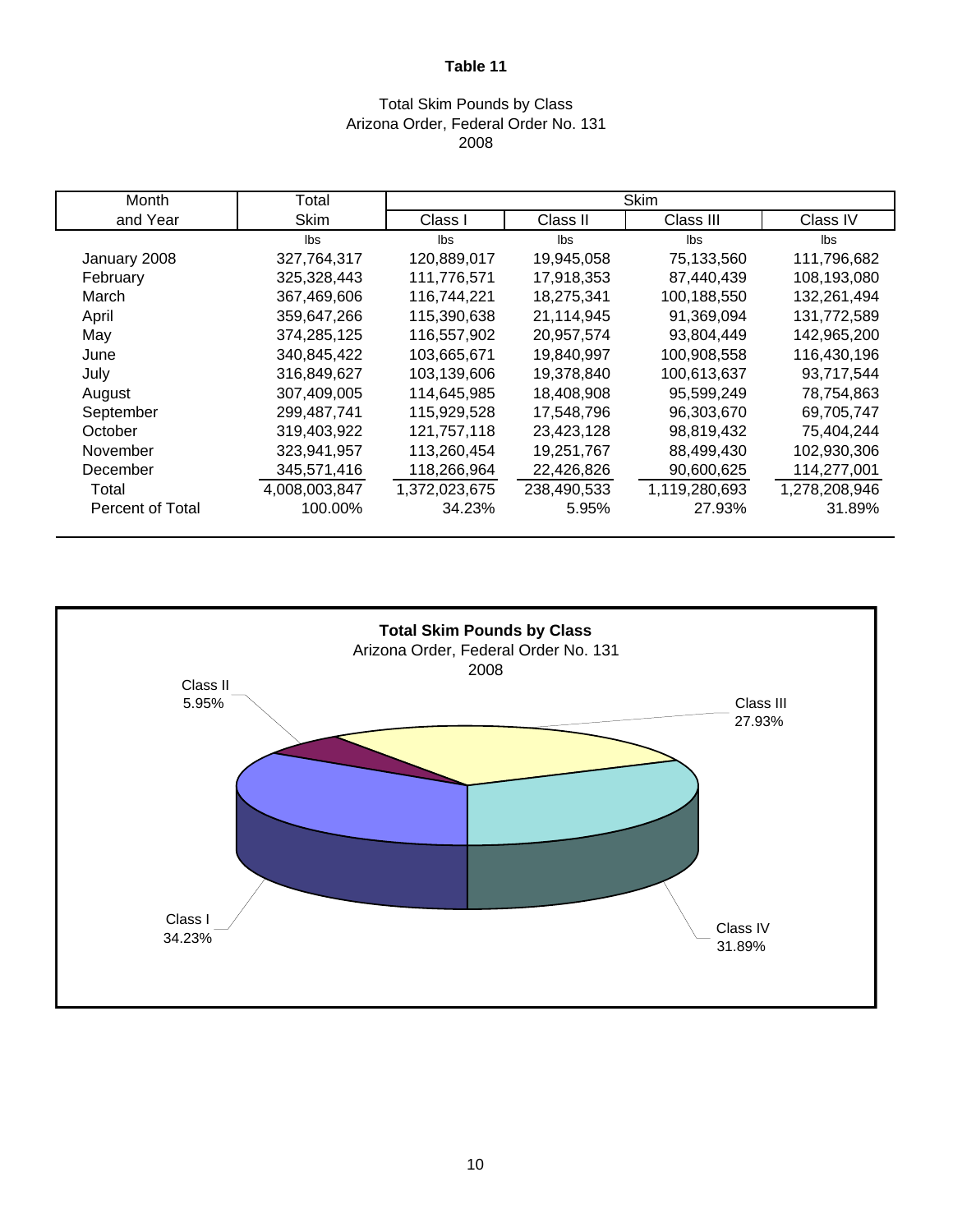**Table 11**

Total Skim Pounds by Class
Arizona Order, Federal Order No. 131
2008

| Month and Year | Total Skim | Skim | | | |
|---|---|---|---|---|---|
| | | Class I | Class II | Class III | Class IV |
| | lbs | lbs | lbs | lbs | lbs |
| January 2008 | 327,764,317 | 120,889,017 | 19,945,058 | 75,133,560 | 111,796,682 |
| February | 325,328,443 | 111,776,571 | 17,918,353 | 87,440,439 | 108,193,080 |
| March | 367,469,606 | 116,744,221 | 18,275,341 | 100,188,550 | 132,261,494 |
| April | 359,647,266 | 115,390,638 | 21,114,945 | 91,369,094 | 131,772,589 |
| May | 374,285,125 | 116,557,902 | 20,957,574 | 93,804,449 | 142,965,200 |
| June | 340,845,422 | 103,665,671 | 19,840,997 | 100,908,558 | 116,430,196 |
| July | 316,849,627 | 103,139,606 | 19,378,840 | 100,613,637 | 93,717,544 |
| August | 307,409,005 | 114,645,985 | 18,408,908 | 95,599,249 | 78,754,863 |
| September | 299,487,741 | 115,929,528 | 17,548,796 | 96,303,670 | 69,705,747 |
| October | 319,403,922 | 121,757,118 | 23,423,128 | 98,819,432 | 75,404,244 |
| November | 323,941,957 | 113,260,454 | 19,251,767 | 88,499,430 | 102,930,306 |
| December | 345,571,416 | 118,266,964 | 22,426,826 | 90,600,625 | 114,277,001 |
| Total | 4,008,003,847 | 1,372,023,675 | 238,490,533 | 1,119,280,693 | 1,278,208,946 |
| Percent of Total | 100.00% | 34.23% | 5.95% | 27.93% | 31.89% |

**Total Skim Pounds by Class**
Arizona Order, Federal Order No. 131
2008

Class I 34.23%
Class II 5.95%
Class III 27.93%
Class IV 31.89%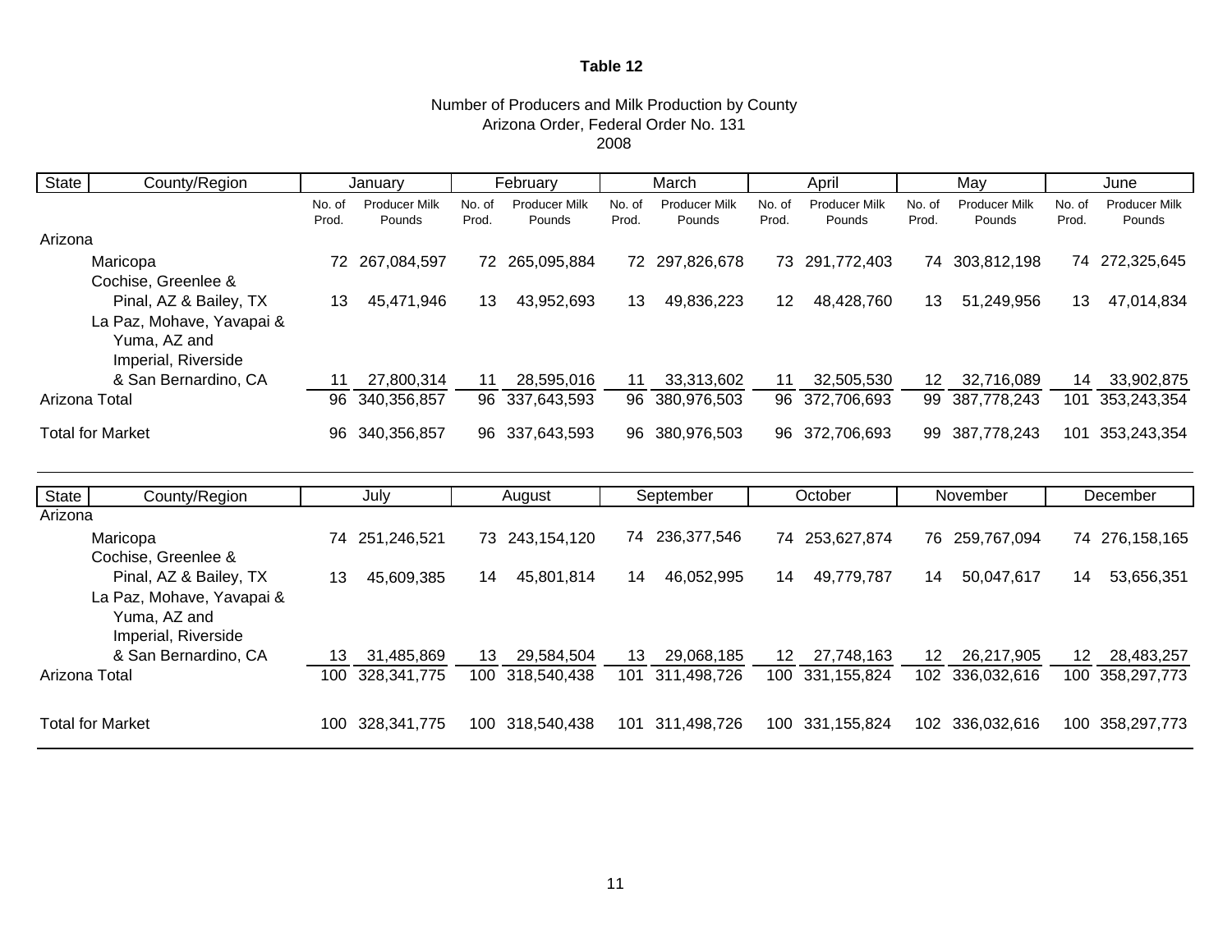**Table 12**

Number of Producers and Milk Production by County
Arizona Order, Federal Order No. 131
2008

| State | County/Region | January | | February | | March | | April | | May | | June | |
|---|---|---|---|---|---|---|---|---|---|---|---|---|---|
| | | No. of Prod. | Producer Milk Pounds | No. of Prod. | Producer Milk Pounds | No. of Prod. | Producer Milk Pounds | No. of Prod. | Producer Milk Pounds | No. of Prod. | Producer Milk Pounds | No. of Prod. | Producer Milk Pounds |
| Arizona | | | | | | | | | | | | | |
| | Maricopa | 72 | 267,084,597 | 72 | 265,095,884 | 72 | 297,826,678 | 73 | 291,772,403 | 74 | 303,812,198 | 74 | 272,325,645 |
| | Cochise, Greenlee & Pinal, AZ & Bailey, TX | 13 | 45,471,946 | 13 | 43,952,693 | 13 | 49,836,223 | 12 | 48,428,760 | 13 | 51,249,956 | 13 | 47,014,834 |
| | La Paz, Mohave, Yavapai & Yuma, AZ and Imperial, Riverside & San Bernardino, CA | 11 | 27,800,314 | 11 | 28,595,016 | 11 | 33,313,602 | 11 | 32,505,530 | 12 | 32,716,089 | 14 | 33,902,875 |
| Arizona Total | | 96 | 340,356,857 | 96 | 337,643,593 | 96 | 380,976,503 | 96 | 372,706,693 | 99 | 387,778,243 | 101 | 353,243,354 |
| Total for Market | | 96 | 340,356,857 | 96 | 337,643,593 | 96 | 380,976,503 | 96 | 372,706,693 | 99 | 387,778,243 | 101 | 353,243,354 |

| State | County/Region | July | | August | | September | | October | | November | | December | |
|---|---|---|---|---|---|---|---|---|---|---|---|---|---|
| Arizona | | | | | | | | | | | | | |
| | Maricopa | 74 | 251,246,521 | 73 | 243,154,120 | 74 | 236,377,546 | 74 | 253,627,874 | 76 | 259,767,094 | 74 | 276,158,165 |
| | Cochise, Greenlee & Pinal, AZ & Bailey, TX | 13 | 45,609,385 | 14 | 45,801,814 | 14 | 46,052,995 | 14 | 49,779,787 | 14 | 50,047,617 | 14 | 53,656,351 |
| | La Paz, Mohave, Yavapai & Yuma, AZ and Imperial, Riverside & San Bernardino, CA | 13 | 31,485,869 | 13 | 29,584,504 | 13 | 29,068,185 | 12 | 27,748,163 | 12 | 26,217,905 | 12 | 28,483,257 |
| Arizona Total | | 100 | 328,341,775 | 100 | 318,540,438 | 101 | 311,498,726 | 100 | 331,155,824 | 102 | 336,032,616 | 100 | 358,297,773 |
| Total for Market | | 100 | 328,341,775 | 100 | 318,540,438 | 101 | 311,498,726 | 100 | 331,155,824 | 102 | 336,032,616 | 100 | 358,297,773 |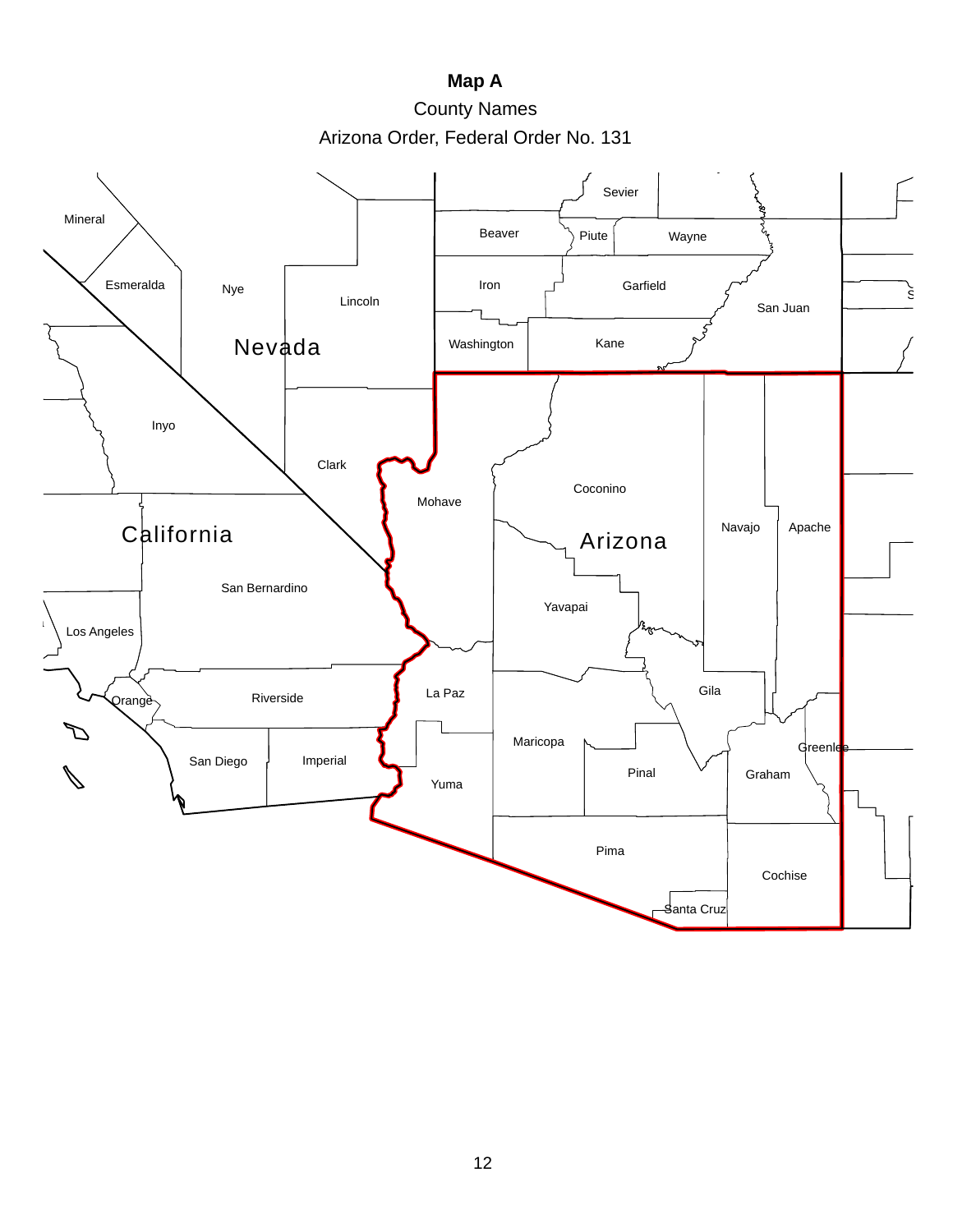**Map A**

County Names

Arizona Order, Federal Order No. 131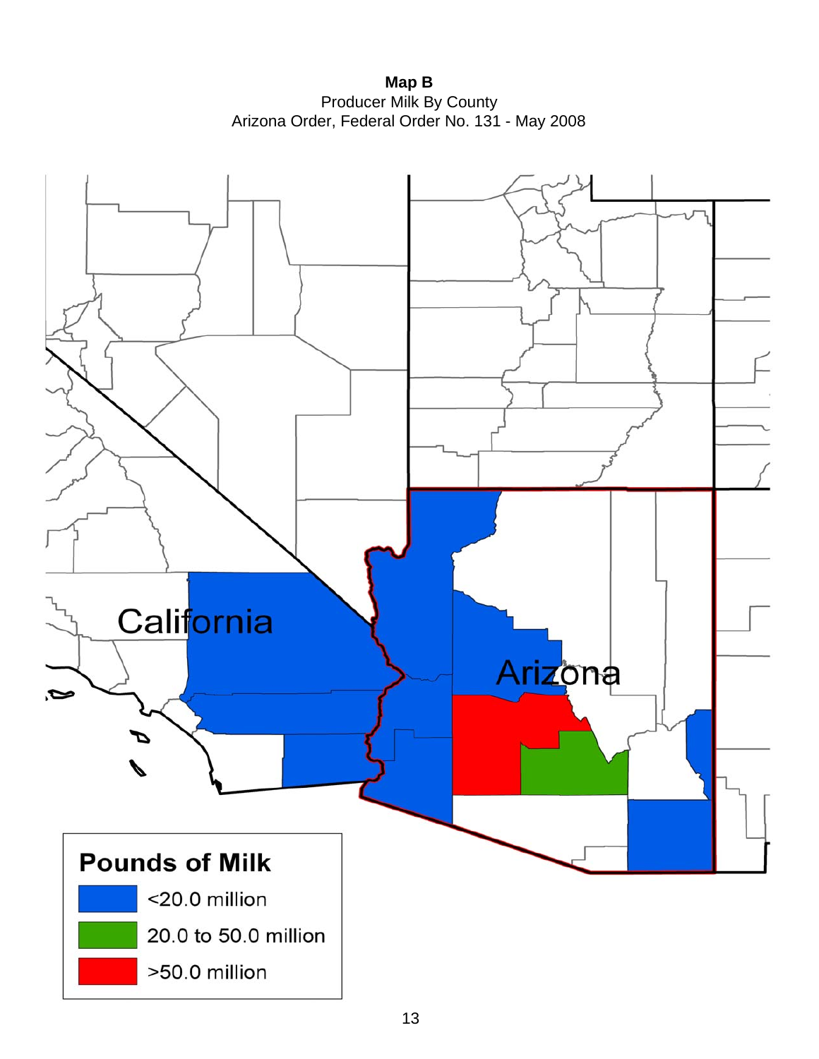**Map B**
Producer Milk By County
Arizona Order, Federal Order No. 131 - May 2008

California

Arizona

**Pounds of Milk**

- <20.0 million
- 20.0 to 50.0 million
- >50.0 million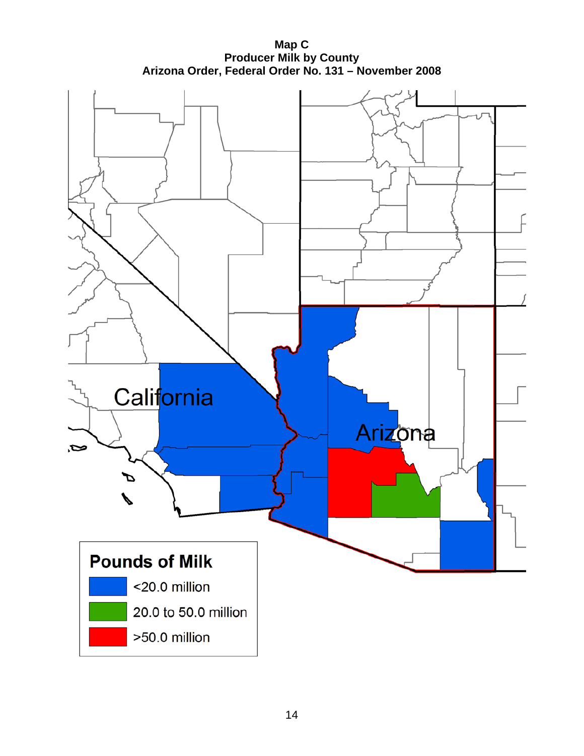**Map C**
**Producer Milk by County**
**Arizona Order, Federal Order No. 131 – November 2008**

California

Arizona

**Pounds of Milk**

- <20.0 million
- 20.0 to 50.0 million
- >50.0 million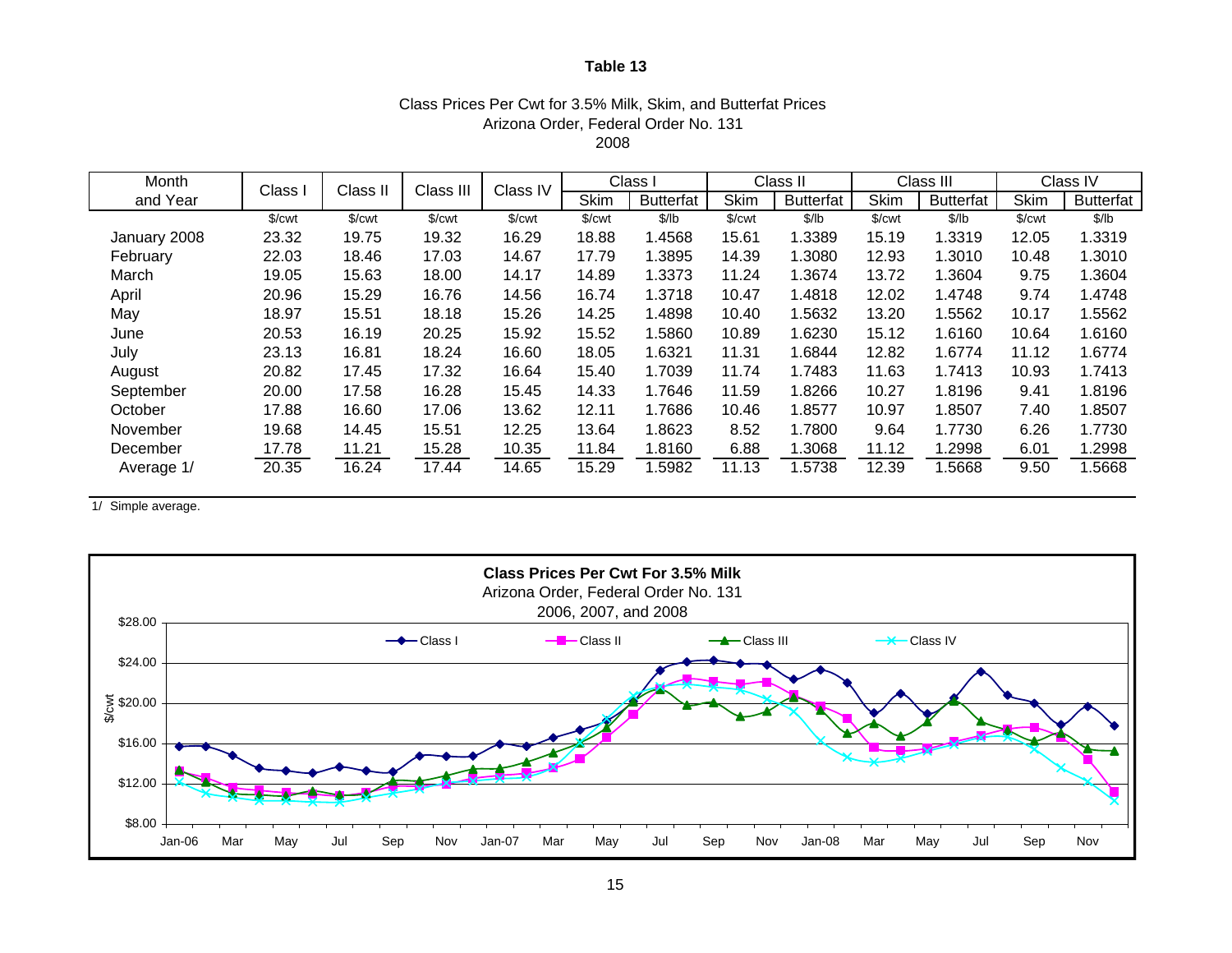**Table 13**

Class Prices Per Cwt for 3.5% Milk, Skim, and Butterfat Prices
Arizona Order, Federal Order No. 131
2008

| Month and Year | Class I | Class II | Class III | Class IV | Class I | | Class II | | Class III | | Class IV | |
|---|---|---|---|---|---|---|---|---|---|---|---|---|
| | | | | | Skim | Butterfat | Skim | Butterfat | Skim | Butterfat | Skim | Butterfat |
| | $/cwt | $/cwt | $/cwt | $/cwt | $/cwt | $/lb | $/cwt | $/lb | $/cwt | $/lb | $/cwt | $/lb |
| January 2008 | 23.32 | 19.75 | 19.32 | 16.29 | 18.88 | 1.4568 | 15.61 | 1.3389 | 15.19 | 1.3319 | 12.05 | 1.3319 |
| February | 22.03 | 18.46 | 17.03 | 14.67 | 17.79 | 1.3895 | 14.39 | 1.3080 | 12.93 | 1.3010 | 10.48 | 1.3010 |
| March | 19.05 | 15.63 | 18.00 | 14.17 | 14.89 | 1.3373 | 11.24 | 1.3674 | 13.72 | 1.3604 | 9.75 | 1.3604 |
| April | 20.96 | 15.29 | 16.76 | 14.56 | 16.74 | 1.3718 | 10.47 | 1.4818 | 12.02 | 1.4748 | 9.74 | 1.4748 |
| May | 18.97 | 15.51 | 18.18 | 15.26 | 14.25 | 1.4898 | 10.40 | 1.5632 | 13.20 | 1.5562 | 10.17 | 1.5562 |
| June | 20.53 | 16.19 | 20.25 | 15.92 | 15.52 | 1.5860 | 10.89 | 1.6230 | 15.12 | 1.6160 | 10.64 | 1.6160 |
| July | 23.13 | 16.81 | 18.24 | 16.60 | 18.05 | 1.6321 | 11.31 | 1.6844 | 12.82 | 1.6774 | 11.12 | 1.6774 |
| August | 20.82 | 17.45 | 17.32 | 16.64 | 15.40 | 1.7039 | 11.74 | 1.7483 | 11.63 | 1.7413 | 10.93 | 1.7413 |
| September | 20.00 | 17.58 | 16.28 | 15.45 | 14.33 | 1.7646 | 11.59 | 1.8266 | 10.27 | 1.8196 | 9.41 | 1.8196 |
| October | 17.88 | 16.60 | 17.06 | 13.62 | 12.11 | 1.7686 | 10.46 | 1.8577 | 10.97 | 1.8507 | 7.40 | 1.8507 |
| November | 19.68 | 14.45 | 15.51 | 12.25 | 13.64 | 1.8623 | 8.52 | 1.7800 | 9.64 | 1.7730 | 6.26 | 1.7730 |
| December | 17.78 | 11.21 | 15.28 | 10.35 | 11.84 | 1.8160 | 6.88 | 1.3068 | 11.12 | 1.2998 | 6.01 | 1.2998 |
| Average 1/ | 20.35 | 16.24 | 17.44 | 14.65 | 15.29 | 1.5982 | 11.13 | 1.5738 | 12.39 | 1.5668 | 9.50 | 1.5668 |

1/ Simple average.

**Class Prices Per Cwt For 3.5% Milk**
Arizona Order, Federal Order No. 131
2006, 2007, and 2008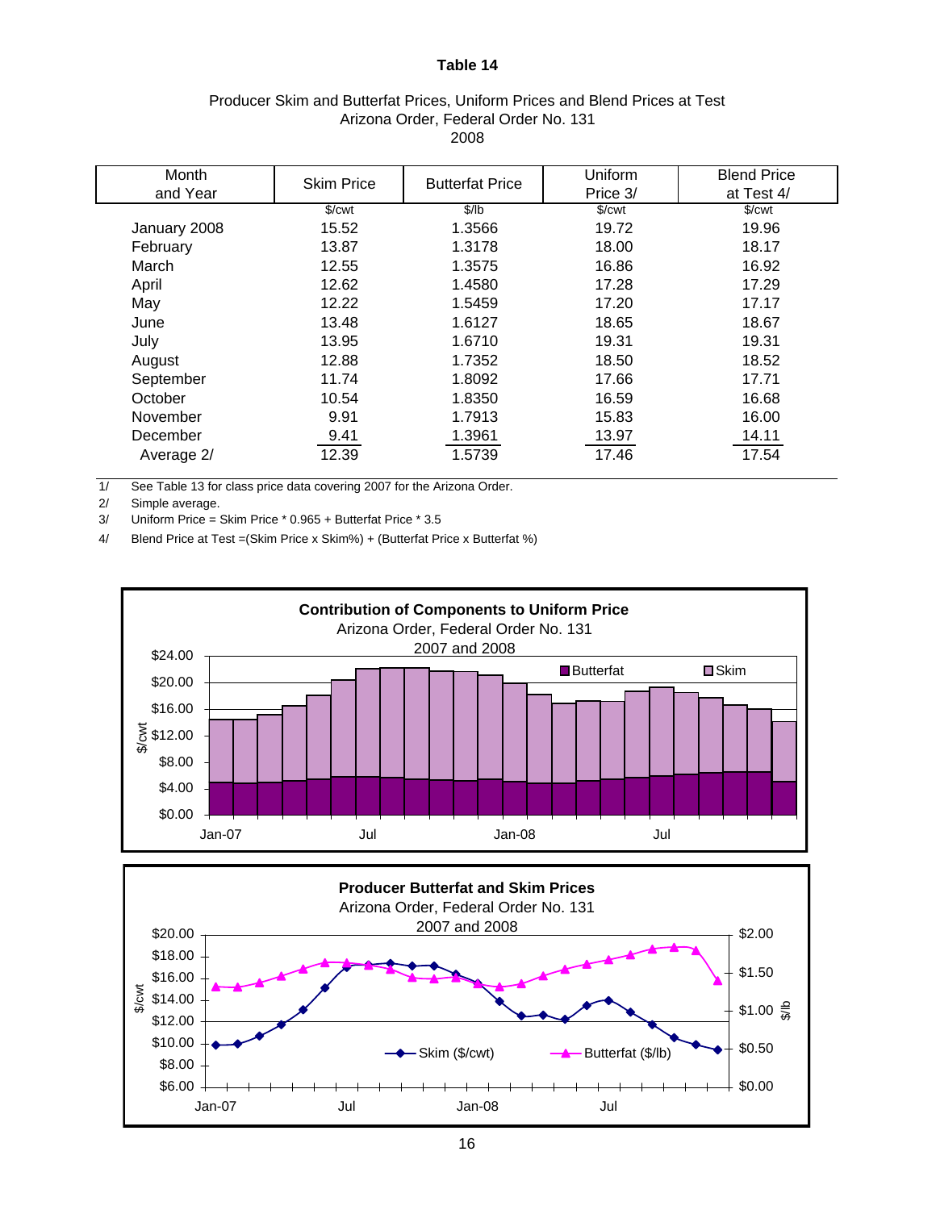# Table 14

Producer Skim and Butterfat Prices, Uniform Prices and Blend Prices at Test
Arizona Order, Federal Order No. 131
2008

| Month and Year | Skim Price | Butterfat Price | Uniform Price 3/ | Blend Price at Test 4/ |
|---|---|---|---|---|
| | $/cwt | $/lb | $/cwt | $/cwt |
| January 2008 | 15.52 | 1.3566 | 19.72 | 19.96 |
| February | 13.87 | 1.3178 | 18.00 | 18.17 |
| March | 12.55 | 1.3575 | 16.86 | 16.92 |
| April | 12.62 | 1.4580 | 17.28 | 17.29 |
| May | 12.22 | 1.5459 | 17.20 | 17.17 |
| June | 13.48 | 1.6127 | 18.65 | 18.67 |
| July | 13.95 | 1.6710 | 19.31 | 19.31 |
| August | 12.88 | 1.7352 | 18.50 | 18.52 |
| September | 11.74 | 1.8092 | 17.66 | 17.71 |
| October | 10.54 | 1.8350 | 16.59 | 16.68 |
| November | 9.91 | 1.7913 | 15.83 | 16.00 |
| December | 9.41 | 1.3961 | 13.97 | 14.11 |
| Average 2/ | 12.39 | 1.5739 | 17.46 | 17.54 |

1/ See Table 13 for class price data covering 2007 for the Arizona Order.

2/ Simple average.

3/ Uniform Price = Skim Price * 0.965 + Butterfat Price * 3.5

4/ Blend Price at Test =(Skim Price x Skim%) + (Butterfat Price x Butterfat %)

**Contribution of Components to Uniform Price**
Arizona Order, Federal Order No. 131
2007 and 2008

**Producer Butterfat and Skim Prices**
Arizona Order, Federal Order No. 131
2007 and 2008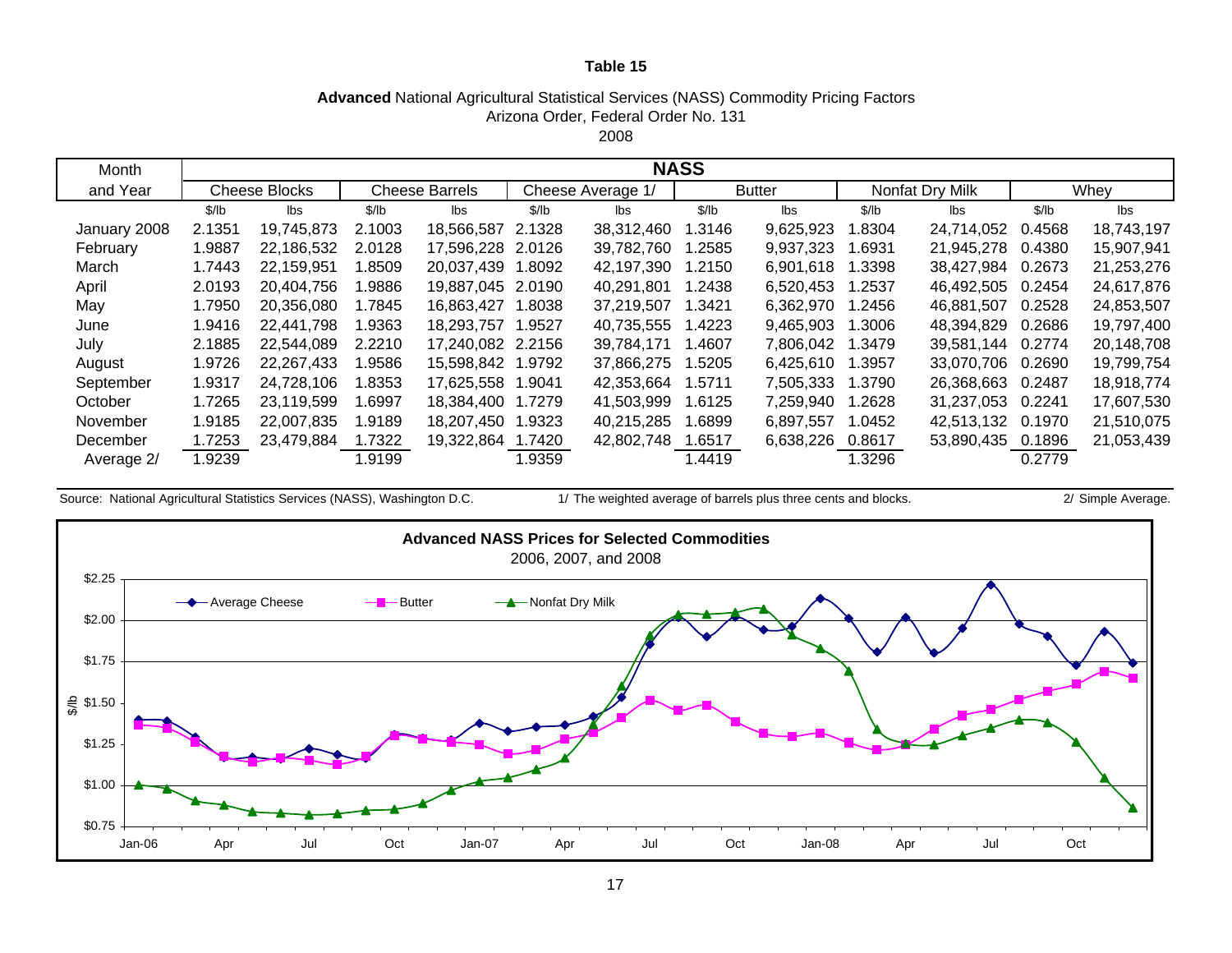**Table 15**

**Advanced** National Agricultural Statistical Services (NASS) Commodity Pricing Factors
Arizona Order, Federal Order No. 131
2008

| Month and Year | Cheese Blocks | | Cheese Barrels | | Cheese Average 1/ | | Butter | | Nonfat Dry Milk | | Whey | |
|---|---|---|---|---|---|---|---|---|---|---|---|---|
| | $/lb | lbs | $/lb | lbs | $/lb | lbs | $/lb | lbs | $/lb | lbs | $/lb | lbs |
| January 2008 | 2.1351 | 19,745,873 | 2.1003 | 18,566,587 | 2.1328 | 38,312,460 | 1.3146 | 9,625,923 | 1.8304 | 24,714,052 | 0.4568 | 18,743,197 |
| February | 1.9887 | 22,186,532 | 2.0128 | 17,596,228 | 2.0126 | 39,782,760 | 1.2585 | 9,937,323 | 1.6931 | 21,945,278 | 0.4380 | 15,907,941 |
| March | 1.7443 | 22,159,951 | 1.8509 | 20,037,439 | 1.8092 | 42,197,390 | 1.2150 | 6,901,618 | 1.3398 | 38,427,984 | 0.2673 | 21,253,276 |
| April | 2.0193 | 20,404,756 | 1.9886 | 19,887,045 | 2.0190 | 40,291,801 | 1.2438 | 6,520,453 | 1.2537 | 46,492,505 | 0.2454 | 24,617,876 |
| May | 1.7950 | 20,356,080 | 1.7845 | 16,863,427 | 1.8038 | 37,219,507 | 1.3421 | 6,362,970 | 1.2456 | 46,881,507 | 0.2528 | 24,853,507 |
| June | 1.9416 | 22,441,798 | 1.9363 | 18,293,757 | 1.9527 | 40,735,555 | 1.4223 | 9,465,903 | 1.3006 | 48,394,829 | 0.2686 | 19,797,400 |
| July | 2.1885 | 22,544,089 | 2.2210 | 17,240,082 | 2.2156 | 39,784,171 | 1.4607 | 7,806,042 | 1.3479 | 39,581,144 | 0.2774 | 20,148,708 |
| August | 1.9726 | 22,267,433 | 1.9586 | 15,598,842 | 1.9792 | 37,866,275 | 1.5205 | 6,425,610 | 1.3957 | 33,070,706 | 0.2690 | 19,799,754 |
| September | 1.9317 | 24,728,106 | 1.8353 | 17,625,558 | 1.9041 | 42,353,664 | 1.5711 | 7,505,333 | 1.3790 | 26,368,663 | 0.2487 | 18,918,774 |
| October | 1.7265 | 23,119,599 | 1.6997 | 18,384,400 | 1.7279 | 41,503,999 | 1.6125 | 7,259,940 | 1.2628 | 31,237,053 | 0.2241 | 17,607,530 |
| November | 1.9185 | 22,007,835 | 1.9189 | 18,207,450 | 1.9323 | 40,215,285 | 1.6899 | 6,897,557 | 1.0452 | 42,513,132 | 0.1970 | 21,510,075 |
| December | 1.7253 | 23,479,884 | 1.7322 | 19,322,864 | 1.7420 | 42,802,748 | 1.6517 | 6,638,226 | 0.8617 | 53,890,435 | 0.1896 | 21,053,439 |
| Average 2/ | 1.9239 | | 1.9199 | | 1.9359 | | 1.4419 | | 1.3296 | | 0.2779 | |

Source: National Agricultural Statistics Services (NASS), Washington D.C.

1/ The weighted average of barrels plus three cents and blocks.

2/ Simple Average.

**Advanced NASS Prices for Selected Commodities**
2006, 2007, and 2008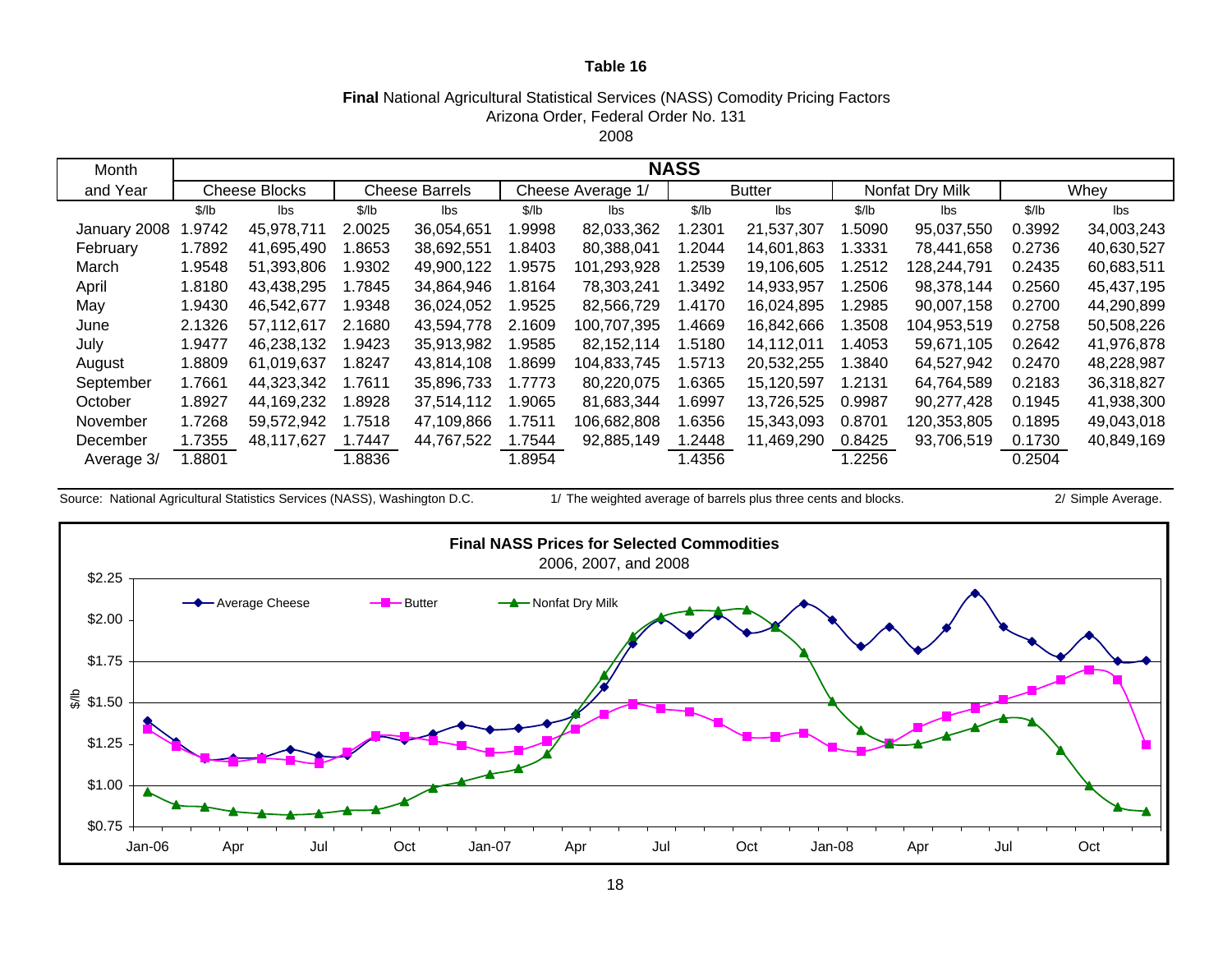**Table 16**

**Final** National Agricultural Statistical Services (NASS) Comodity Pricing Factors
Arizona Order, Federal Order No. 131
2008

| Month and Year | NASS | | | | | | | | | | | |
|---|---|---|---|---|---|---|---|---|---|---|---|---|
| | Cheese Blocks | | Cheese Barrels | | Cheese Average 1/ | | Butter | | Nonfat Dry Milk | | Whey | |
| | $/lb | lbs | $/lb | lbs | $/lb | lbs | $/lb | lbs | $/lb | lbs | $/lb | lbs |
| January 2008 | 1.9742 | 45,978,711 | 2.0025 | 36,054,651 | 1.9998 | 82,033,362 | 1.2301 | 21,537,307 | 1.5090 | 95,037,550 | 0.3992 | 34,003,243 |
| February | 1.7892 | 41,695,490 | 1.8653 | 38,692,551 | 1.8403 | 80,388,041 | 1.2044 | 14,601,863 | 1.3331 | 78,441,658 | 0.2736 | 40,630,527 |
| March | 1.9548 | 51,393,806 | 1.9302 | 49,900,122 | 1.9575 | 101,293,928 | 1.2539 | 19,106,605 | 1.2512 | 128,244,791 | 0.2435 | 60,683,511 |
| April | 1.8180 | 43,438,295 | 1.7845 | 34,864,946 | 1.8164 | 78,303,241 | 1.3492 | 14,933,957 | 1.2506 | 98,378,144 | 0.2560 | 45,437,195 |
| May | 1.9430 | 46,542,677 | 1.9348 | 36,024,052 | 1.9525 | 82,566,729 | 1.4170 | 16,024,895 | 1.2985 | 90,007,158 | 0.2700 | 44,290,899 |
| June | 2.1326 | 57,112,617 | 2.1680 | 43,594,778 | 2.1609 | 100,707,395 | 1.4669 | 16,842,666 | 1.3508 | 104,953,519 | 0.2758 | 50,508,226 |
| July | 1.9477 | 46,238,132 | 1.9423 | 35,913,982 | 1.9585 | 82,152,114 | 1.5180 | 14,112,011 | 1.4053 | 59,671,105 | 0.2642 | 41,976,878 |
| August | 1.8809 | 61,019,637 | 1.8247 | 43,814,108 | 1.8699 | 104,833,745 | 1.5713 | 20,532,255 | 1.3840 | 64,527,942 | 0.2470 | 48,228,987 |
| September | 1.7661 | 44,323,342 | 1.7611 | 35,896,733 | 1.7773 | 80,220,075 | 1.6365 | 15,120,597 | 1.2131 | 64,764,589 | 0.2183 | 36,318,827 |
| October | 1.8927 | 44,169,232 | 1.8928 | 37,514,112 | 1.9065 | 81,683,344 | 1.6997 | 13,726,525 | 0.9987 | 90,277,428 | 0.1945 | 41,938,300 |
| November | 1.7268 | 59,572,942 | 1.7518 | 47,109,866 | 1.7511 | 106,682,808 | 1.6356 | 15,343,093 | 0.8701 | 120,353,805 | 0.1895 | 49,043,018 |
| December | 1.7355 | 48,117,627 | 1.7447 | 44,767,522 | 1.7544 | 92,885,149 | 1.2448 | 11,469,290 | 0.8425 | 93,706,519 | 0.1730 | 40,849,169 |
| Average 3/ | 1.8801 | | 1.8836 | | 1.8954 | | 1.4356 | | 1.2256 | | 0.2504 | |

Source: National Agricultural Statistics Services (NASS), Washington D.C. 1/ The weighted average of barrels plus three cents and blocks. 2/ Simple Average.

**Final NASS Prices for Selected Commodities**
2006, 2007, and 2008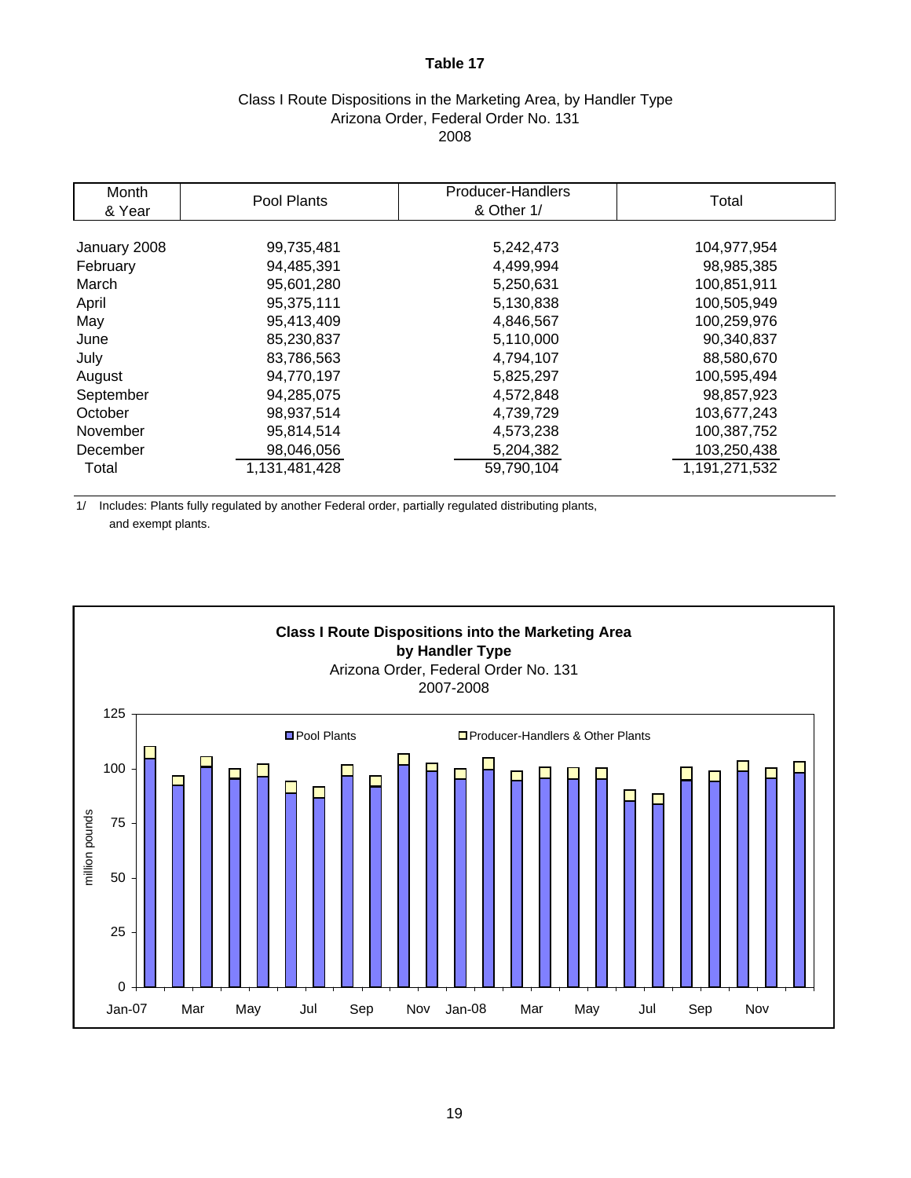# Table 17

Class I Route Dispositions in the Marketing Area, by Handler Type
Arizona Order, Federal Order No. 131
2008

| Month & Year | Pool Plants | Producer-Handlers & Other 1/ | Total |
|---|---|---|---|
| January 2008 | 99,735,481 | 5,242,473 | 104,977,954 |
| February | 94,485,391 | 4,499,994 | 98,985,385 |
| March | 95,601,280 | 5,250,631 | 100,851,911 |
| April | 95,375,111 | 5,130,838 | 100,505,949 |
| May | 95,413,409 | 4,846,567 | 100,259,976 |
| June | 85,230,837 | 5,110,000 | 90,340,837 |
| July | 83,786,563 | 4,794,107 | 88,580,670 |
| August | 94,770,197 | 5,825,297 | 100,595,494 |
| September | 94,285,075 | 4,572,848 | 98,857,923 |
| October | 98,937,514 | 4,739,729 | 103,677,243 |
| November | 95,814,514 | 4,573,238 | 100,387,752 |
| December | 98,046,056 | 5,204,382 | 103,250,438 |
| Total | 1,131,481,428 | 59,790,104 | 1,191,271,532 |

1/ Includes: Plants fully regulated by another Federal order, partially regulated distributing plants, and exempt plants.

**Class I Route Dispositions into the Marketing Area by Handler Type**
Arizona Order, Federal Order No. 131
2007-2008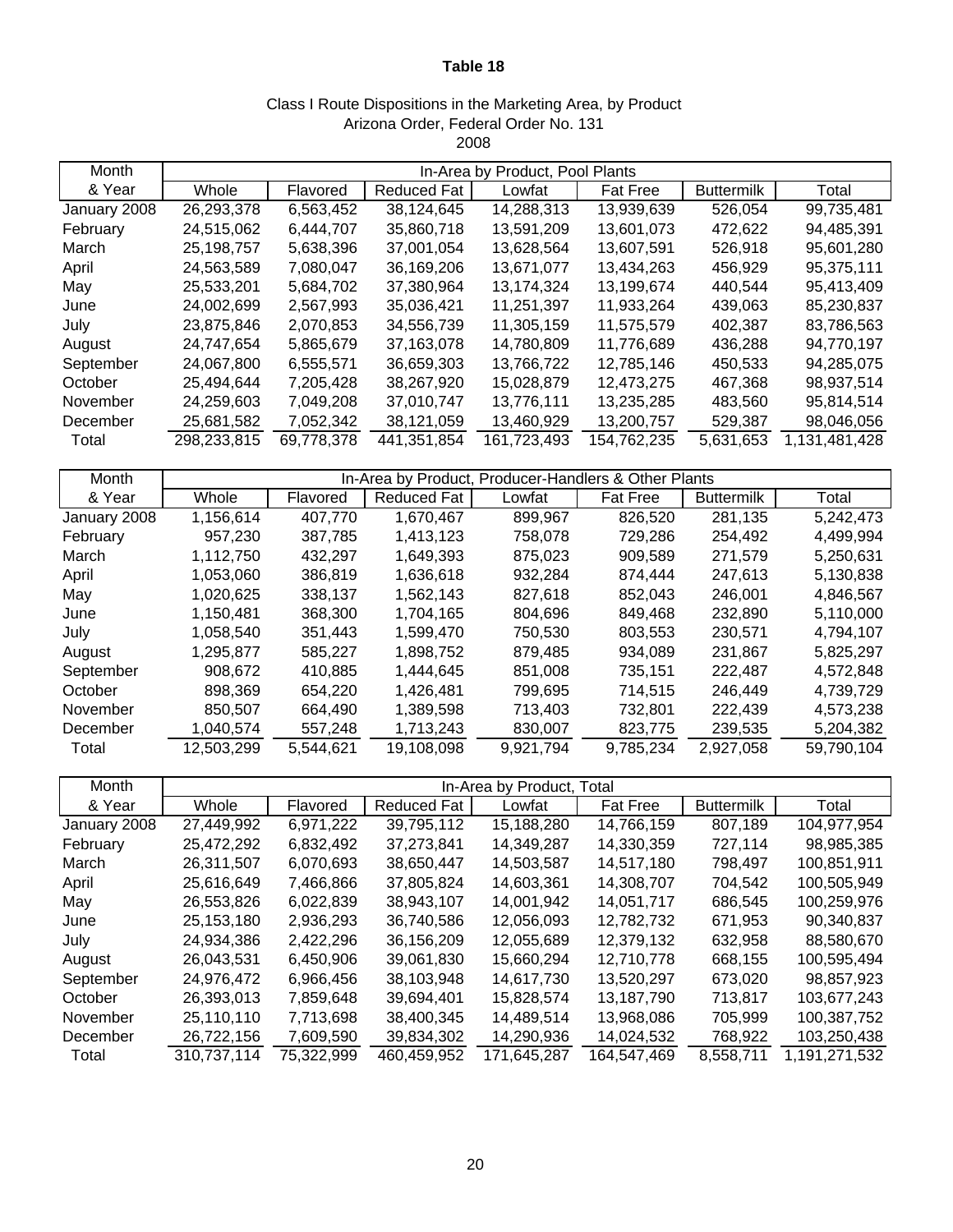**Table 18**

Class I Route Dispositions in the Marketing Area, by Product
Arizona Order, Federal Order No. 131
2008

| Month & Year | In-Area by Product, Pool Plants | | | | | | |
|---|---|---|---|---|---|---|---|
| | Whole | Flavored | Reduced Fat | Lowfat | Fat Free | Buttermilk | Total |
| January 2008 | 26,293,378 | 6,563,452 | 38,124,645 | 14,288,313 | 13,939,639 | 526,054 | 99,735,481 |
| February | 24,515,062 | 6,444,707 | 35,860,718 | 13,591,209 | 13,601,073 | 472,622 | 94,485,391 |
| March | 25,198,757 | 5,638,396 | 37,001,054 | 13,628,564 | 13,607,591 | 526,918 | 95,601,280 |
| April | 24,563,589 | 7,080,047 | 36,169,206 | 13,671,077 | 13,434,263 | 456,929 | 95,375,111 |
| May | 25,533,201 | 5,684,702 | 37,380,964 | 13,174,324 | 13,199,674 | 440,544 | 95,413,409 |
| June | 24,002,699 | 2,567,993 | 35,036,421 | 11,251,397 | 11,933,264 | 439,063 | 85,230,837 |
| July | 23,875,846 | 2,070,853 | 34,556,739 | 11,305,159 | 11,575,579 | 402,387 | 83,786,563 |
| August | 24,747,654 | 5,865,679 | 37,163,078 | 14,780,809 | 11,776,689 | 436,288 | 94,770,197 |
| September | 24,067,800 | 6,555,571 | 36,659,303 | 13,766,722 | 12,785,146 | 450,533 | 94,285,075 |
| October | 25,494,644 | 7,205,428 | 38,267,920 | 15,028,879 | 12,473,275 | 467,368 | 98,937,514 |
| November | 24,259,603 | 7,049,208 | 37,010,747 | 13,776,111 | 13,235,285 | 483,560 | 95,814,514 |
| December | 25,681,582 | 7,052,342 | 38,121,059 | 13,460,929 | 13,200,757 | 529,387 | 98,046,056 |
| Total | 298,233,815 | 69,778,378 | 441,351,854 | 161,723,493 | 154,762,235 | 5,631,653 | 1,131,481,428 |

| Month & Year | In-Area by Product, Producer-Handlers & Other Plants | | | | | | |
|---|---|---|---|---|---|---|---|
| | Whole | Flavored | Reduced Fat | Lowfat | Fat Free | Buttermilk | Total |
| January 2008 | 1,156,614 | 407,770 | 1,670,467 | 899,967 | 826,520 | 281,135 | 5,242,473 |
| February | 957,230 | 387,785 | 1,413,123 | 758,078 | 729,286 | 254,492 | 4,499,994 |
| March | 1,112,750 | 432,297 | 1,649,393 | 875,023 | 909,589 | 271,579 | 5,250,631 |
| April | 1,053,060 | 386,819 | 1,636,618 | 932,284 | 874,444 | 247,613 | 5,130,838 |
| May | 1,020,625 | 338,137 | 1,562,143 | 827,618 | 852,043 | 246,001 | 4,846,567 |
| June | 1,150,481 | 368,300 | 1,704,165 | 804,696 | 849,468 | 232,890 | 5,110,000 |
| July | 1,058,540 | 351,443 | 1,599,470 | 750,530 | 803,553 | 230,571 | 4,794,107 |
| August | 1,295,877 | 585,227 | 1,898,752 | 879,485 | 934,089 | 231,867 | 5,825,297 |
| September | 908,672 | 410,885 | 1,444,645 | 851,008 | 735,151 | 222,487 | 4,572,848 |
| October | 898,369 | 654,220 | 1,426,481 | 799,695 | 714,515 | 246,449 | 4,739,729 |
| November | 850,507 | 664,490 | 1,389,598 | 713,403 | 732,801 | 222,439 | 4,573,238 |
| December | 1,040,574 | 557,248 | 1,713,243 | 830,007 | 823,775 | 239,535 | 5,204,382 |
| Total | 12,503,299 | 5,544,621 | 19,108,098 | 9,921,794 | 9,785,234 | 2,927,058 | 59,790,104 |

| Month & Year | In-Area by Product, Total | | | | | | |
|---|---|---|---|---|---|---|---|
| | Whole | Flavored | Reduced Fat | Lowfat | Fat Free | Buttermilk | Total |
| January 2008 | 27,449,992 | 6,971,222 | 39,795,112 | 15,188,280 | 14,766,159 | 807,189 | 104,977,954 |
| February | 25,472,292 | 6,832,492 | 37,273,841 | 14,349,287 | 14,330,359 | 727,114 | 98,985,385 |
| March | 26,311,507 | 6,070,693 | 38,650,447 | 14,503,587 | 14,517,180 | 798,497 | 100,851,911 |
| April | 25,616,649 | 7,466,866 | 37,805,824 | 14,603,361 | 14,308,707 | 704,542 | 100,505,949 |
| May | 26,553,826 | 6,022,839 | 38,943,107 | 14,001,942 | 14,051,717 | 686,545 | 100,259,976 |
| June | 25,153,180 | 2,936,293 | 36,740,586 | 12,056,093 | 12,782,732 | 671,953 | 90,340,837 |
| July | 24,934,386 | 2,422,296 | 36,156,209 | 12,055,689 | 12,379,132 | 632,958 | 88,580,670 |
| August | 26,043,531 | 6,450,906 | 39,061,830 | 15,660,294 | 12,710,778 | 668,155 | 100,595,494 |
| September | 24,976,472 | 6,966,456 | 38,103,948 | 14,617,730 | 13,520,297 | 673,020 | 98,857,923 |
| October | 26,393,013 | 7,859,648 | 39,694,401 | 15,828,574 | 13,187,790 | 713,817 | 103,677,243 |
| November | 25,110,110 | 7,713,698 | 38,400,345 | 14,489,514 | 13,968,086 | 705,999 | 100,387,752 |
| December | 26,722,156 | 7,609,590 | 39,834,302 | 14,290,936 | 14,024,532 | 768,922 | 103,250,438 |
| Total | 310,737,114 | 75,322,999 | 460,459,952 | 171,645,287 | 164,547,469 | 8,558,711 | 1,191,271,532 |